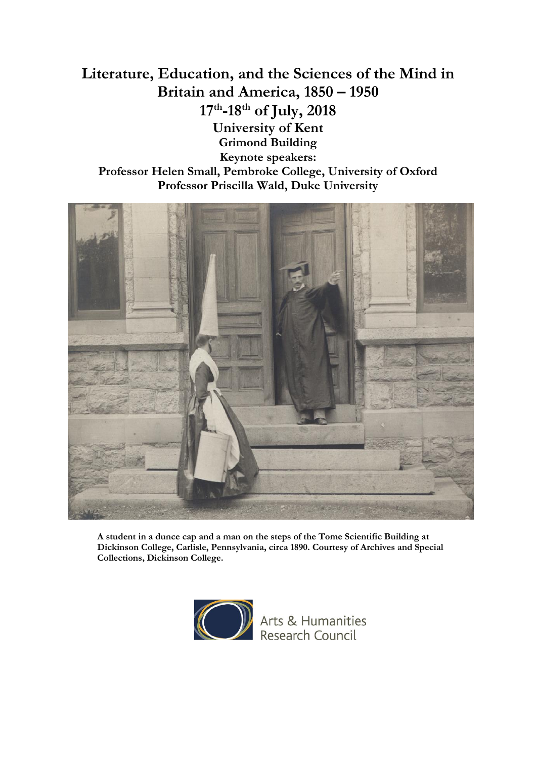# Literature, Education, and the Sciences of the Mind in Britain and America, 1850 – 1950

## 17th-18th of July, 2018

### University of Kent

**Grimond Building**

**Keynote speakers:**

**Professor Helen Small, Pembroke College, University of Oxford**

**Professor Priscilla Wald, Duke University**

**A student in a dunce cap and a man on the steps of the Tome Scientific Building at Dickinson College, Carlisle, Pennsylvania, circa 1890. Courtesy of Archives and Special Collections, Dickinson College.**

Arts & Humanities Research Council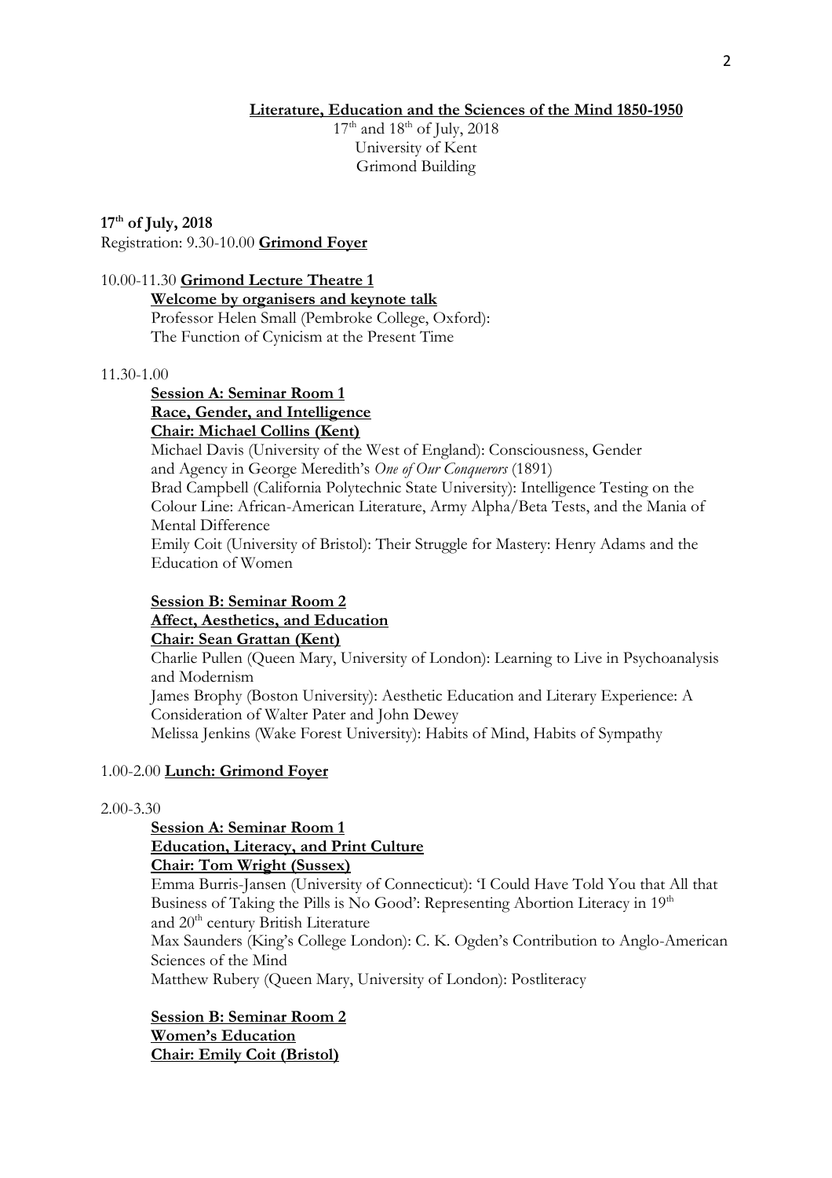**Literature, Education and the Sciences of the Mind 1850-1950**

17th and 18th of July, 2018
University of Kent
Grimond Building

**17th of July, 2018**

Registration: 9.30-10.00 **Grimond Foyer**

10.00-11.30 **Grimond Lecture Theatre 1**

**Welcome by organisers and keynote talk**

Professor Helen Small (Pembroke College, Oxford):
The Function of Cynicism at the Present Time

11.30-1.00

**Session A: Seminar Room 1**
**Race, Gender, and Intelligence**
**Chair: Michael Collins (Kent)**

Michael Davis (University of the West of England): Consciousness, Gender and Agency in George Meredith's *One of Our Conquerors* (1891)

Brad Campbell (California Polytechnic State University): Intelligence Testing on the Colour Line: African-American Literature, Army Alpha/Beta Tests, and the Mania of Mental Difference

Emily Coit (University of Bristol): Their Struggle for Mastery: Henry Adams and the Education of Women

**Session B: Seminar Room 2**
**Affect, Aesthetics, and Education**
**Chair: Sean Grattan (Kent)**

Charlie Pullen (Queen Mary, University of London): Learning to Live in Psychoanalysis and Modernism

James Brophy (Boston University): Aesthetic Education and Literary Experience: A Consideration of Walter Pater and John Dewey

Melissa Jenkins (Wake Forest University): Habits of Mind, Habits of Sympathy

1.00-2.00 **Lunch: Grimond Foyer**

2.00-3.30

**Session A: Seminar Room 1**
**Education, Literacy, and Print Culture**
**Chair: Tom Wright (Sussex)**

Emma Burris-Jansen (University of Connecticut): 'I Could Have Told You that All that Business of Taking the Pills is No Good': Representing Abortion Literacy in 19th and 20th century British Literature

Max Saunders (King's College London): C. K. Ogden's Contribution to Anglo-American Sciences of the Mind

Matthew Rubery (Queen Mary, University of London): Postliteracy

**Session B: Seminar Room 2**
**Women's Education**
**Chair: Emily Coit (Bristol)**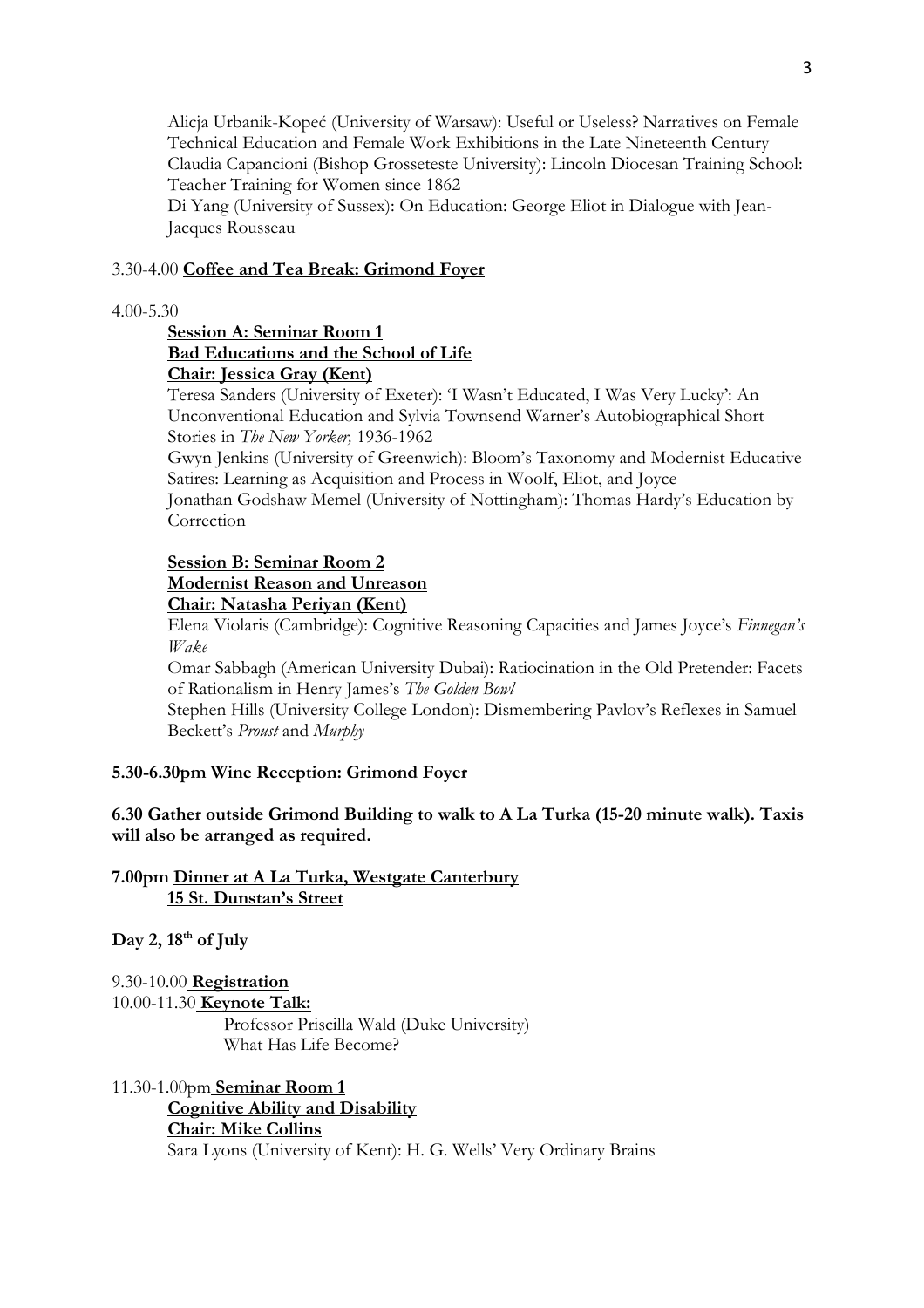Alicja Urbanik-Kopeć (University of Warsaw): Useful or Useless? Narratives on Female Technical Education and Female Work Exhibitions in the Late Nineteenth Century
Claudia Capancioni (Bishop Grosseteste University): Lincoln Diocesan Training School: Teacher Training for Women since 1862
Di Yang (University of Sussex): On Education: George Eliot in Dialogue with Jean-Jacques Rousseau

3.30-4.00 **Coffee and Tea Break: Grimond Foyer**

4.00-5.30

**Session A: Seminar Room 1**
**Bad Educations and the School of Life**
**Chair: Jessica Gray (Kent)**

Teresa Sanders (University of Exeter): 'I Wasn't Educated, I Was Very Lucky': An Unconventional Education and Sylvia Townsend Warner's Autobiographical Short Stories in *The New Yorker,* 1936-1962
Gwyn Jenkins (University of Greenwich): Bloom's Taxonomy and Modernist Educative Satires: Learning as Acquisition and Process in Woolf, Eliot, and Joyce
Jonathan Godshaw Memel (University of Nottingham): Thomas Hardy's Education by Correction

**Session B: Seminar Room 2**
**Modernist Reason and Unreason**
**Chair: Natasha Periyan (Kent)**

Elena Violaris (Cambridge): Cognitive Reasoning Capacities and James Joyce's *Finnegan's Wake*
Omar Sabbagh (American University Dubai): Ratiocination in the Old Pretender: Facets of Rationalism in Henry James's *The Golden Bowl*
Stephen Hills (University College London): Dismembering Pavlov's Reflexes in Samuel Beckett's *Proust* and *Murphy*

**5.30-6.30pm Wine Reception: Grimond Foyer**

**6.30 Gather outside Grimond Building to walk to A La Turka (15-20 minute walk). Taxis will also be arranged as required.**

**7.00pm Dinner at A La Turka, Westgate Canterbury**
**15 St. Dunstan's Street**

**Day 2, 18th of July**

9.30-10.00 **Registration**
10.00-11.30 **Keynote Talk:**
Professor Priscilla Wald (Duke University)
What Has Life Become?

11.30-1.00pm **Seminar Room 1**
**Cognitive Ability and Disability**
**Chair: Mike Collins**

Sara Lyons (University of Kent): H. G. Wells' Very Ordinary Brains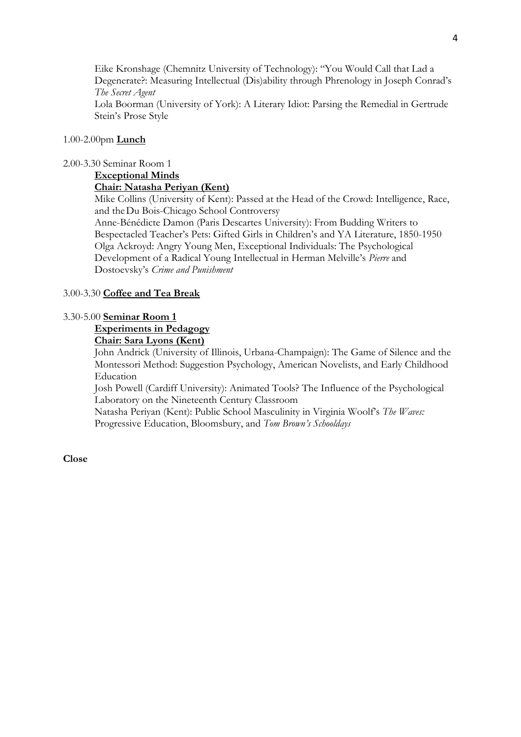Eike Kronshage (Chemnitz University of Technology): "You Would Call that Lad a Degenerate?: Measuring Intellectual (Dis)ability through Phrenology in Joseph Conrad's *The Secret Agent*

Lola Boorman (University of York): A Literary Idiot: Parsing the Remedial in Gertrude Stein's Prose Style

1.00-2.00pm **Lunch**

2.00-3.30 Seminar Room 1

**Exceptional Minds**

**Chair: Natasha Periyan (Kent)**

Mike Collins (University of Kent): Passed at the Head of the Crowd: Intelligence, Race, and the Du Bois-Chicago School Controversy

Anne-Bénédicte Damon (Paris Descartes University): From Budding Writers to Bespectacled Teacher's Pets: Gifted Girls in Children's and YA Literature, 1850-1950

Olga Ackroyd: Angry Young Men, Exceptional Individuals: The Psychological Development of a Radical Young Intellectual in Herman Melville's *Pierre* and Dostoevsky's *Crime and Punishment*

3.00-3.30 **Coffee and Tea Break**

3.30-5.00 **Seminar Room 1**

**Experiments in Pedagogy**

**Chair: Sara Lyons (Kent)**

John Andrick (University of Illinois, Urbana-Champaign): The Game of Silence and the Montessori Method: Suggestion Psychology, American Novelists, and Early Childhood Education

Josh Powell (Cardiff University): Animated Tools? The Influence of the Psychological Laboratory on the Nineteenth Century Classroom

Natasha Periyan (Kent): Public School Masculinity in Virginia Woolf's *The Waves:* Progressive Education, Bloomsbury, and *Tom Brown's Schooldays*

**Close**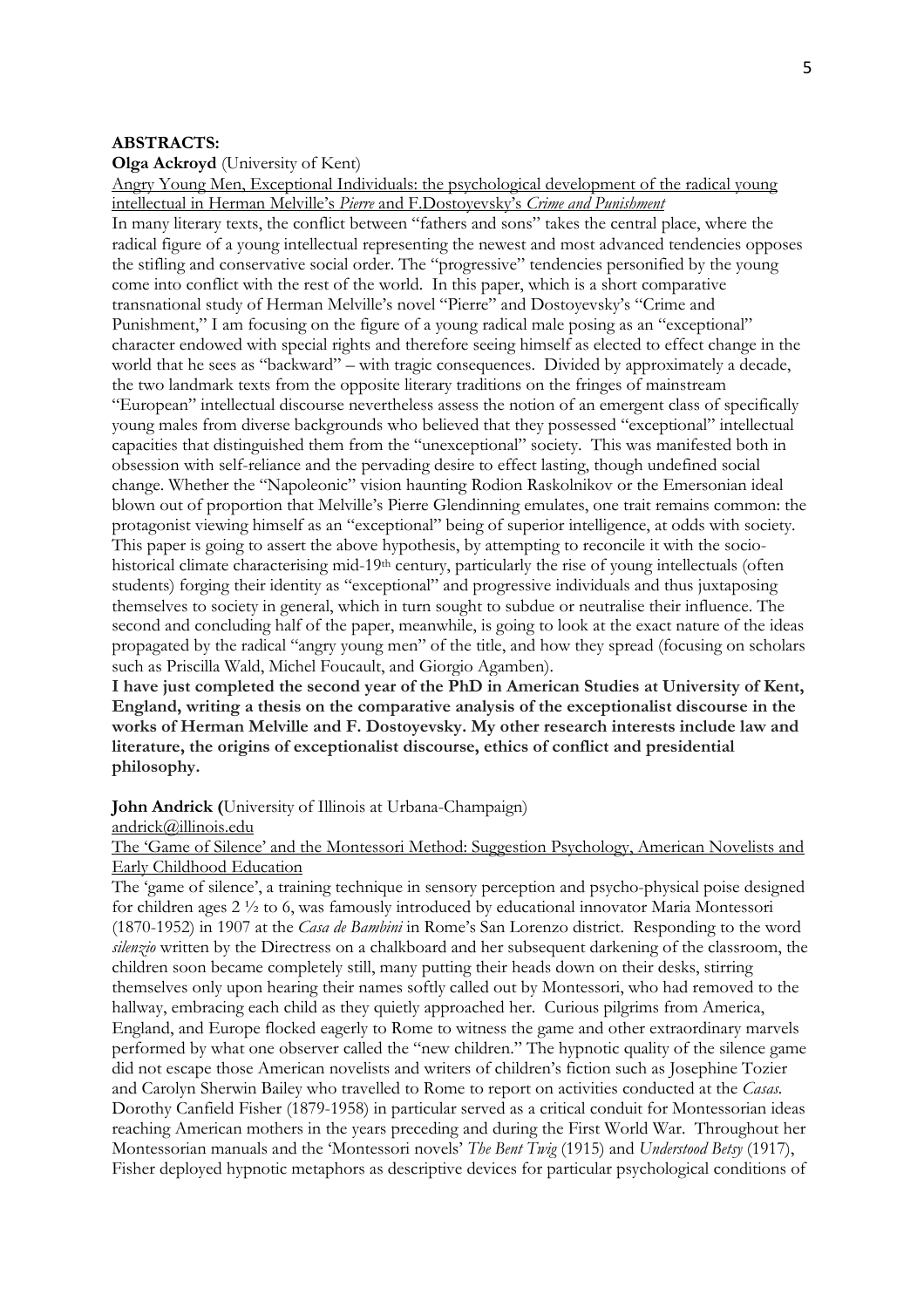**ABSTRACTS:**

**Olga Ackroyd** (University of Kent)

Angry Young Men, Exceptional Individuals: the psychological development of the radical young intellectual in Herman Melville's *Pierre* and F.Dostoyevsky's *Crime and Punishment*

In many literary texts, the conflict between "fathers and sons" takes the central place, where the radical figure of a young intellectual representing the newest and most advanced tendencies opposes the stifling and conservative social order. The "progressive" tendencies personified by the young come into conflict with the rest of the world. In this paper, which is a short comparative transnational study of Herman Melville's novel "Pierre" and Dostoyevsky's "Crime and Punishment," I am focusing on the figure of a young radical male posing as an "exceptional" character endowed with special rights and therefore seeing himself as elected to effect change in the world that he sees as "backward" – with tragic consequences. Divided by approximately a decade, the two landmark texts from the opposite literary traditions on the fringes of mainstream "European" intellectual discourse nevertheless assess the notion of an emergent class of specifically young males from diverse backgrounds who believed that they possessed "exceptional" intellectual capacities that distinguished them from the "unexceptional" society. This was manifested both in obsession with self-reliance and the pervading desire to effect lasting, though undefined social change. Whether the "Napoleonic" vision haunting Rodion Raskolnikov or the Emersonian ideal blown out of proportion that Melville's Pierre Glendinning emulates, one trait remains common: the protagonist viewing himself as an "exceptional" being of superior intelligence, at odds with society. This paper is going to assert the above hypothesis, by attempting to reconcile it with the socio-historical climate characterising mid-19th century, particularly the rise of young intellectuals (often students) forging their identity as "exceptional" and progressive individuals and thus juxtaposing themselves to society in general, which in turn sought to subdue or neutralise their influence. The second and concluding half of the paper, meanwhile, is going to look at the exact nature of the ideas propagated by the radical "angry young men" of the title, and how they spread (focusing on scholars such as Priscilla Wald, Michel Foucault, and Giorgio Agamben).

**I have just completed the second year of the PhD in American Studies at University of Kent, England, writing a thesis on the comparative analysis of the exceptionalist discourse in the works of Herman Melville and F. Dostoyevsky. My other research interests include law and literature, the origins of exceptionalist discourse, ethics of conflict and presidential philosophy.**

**John Andrick (**University of Illinois at Urbana-Champaign)

andrick@illinois.edu

The 'Game of Silence' and the Montessori Method: Suggestion Psychology, American Novelists and Early Childhood Education

The 'game of silence', a training technique in sensory perception and psycho-physical poise designed for children ages 2 ½ to 6, was famously introduced by educational innovator Maria Montessori (1870-1952) in 1907 at the *Casa de Bambini* in Rome's San Lorenzo district. Responding to the word *silenzio* written by the Directress on a chalkboard and her subsequent darkening of the classroom, the children soon became completely still, many putting their heads down on their desks, stirring themselves only upon hearing their names softly called out by Montessori, who had removed to the hallway, embracing each child as they quietly approached her. Curious pilgrims from America, England, and Europe flocked eagerly to Rome to witness the game and other extraordinary marvels performed by what one observer called the "new children." The hypnotic quality of the silence game did not escape those American novelists and writers of children's fiction such as Josephine Tozier and Carolyn Sherwin Bailey who travelled to Rome to report on activities conducted at the *Casas.* Dorothy Canfield Fisher (1879-1958) in particular served as a critical conduit for Montessorian ideas reaching American mothers in the years preceding and during the First World War. Throughout her Montessorian manuals and the 'Montessori novels' *The Bent Twig* (1915) and *Understood Betsy* (1917), Fisher deployed hypnotic metaphors as descriptive devices for particular psychological conditions of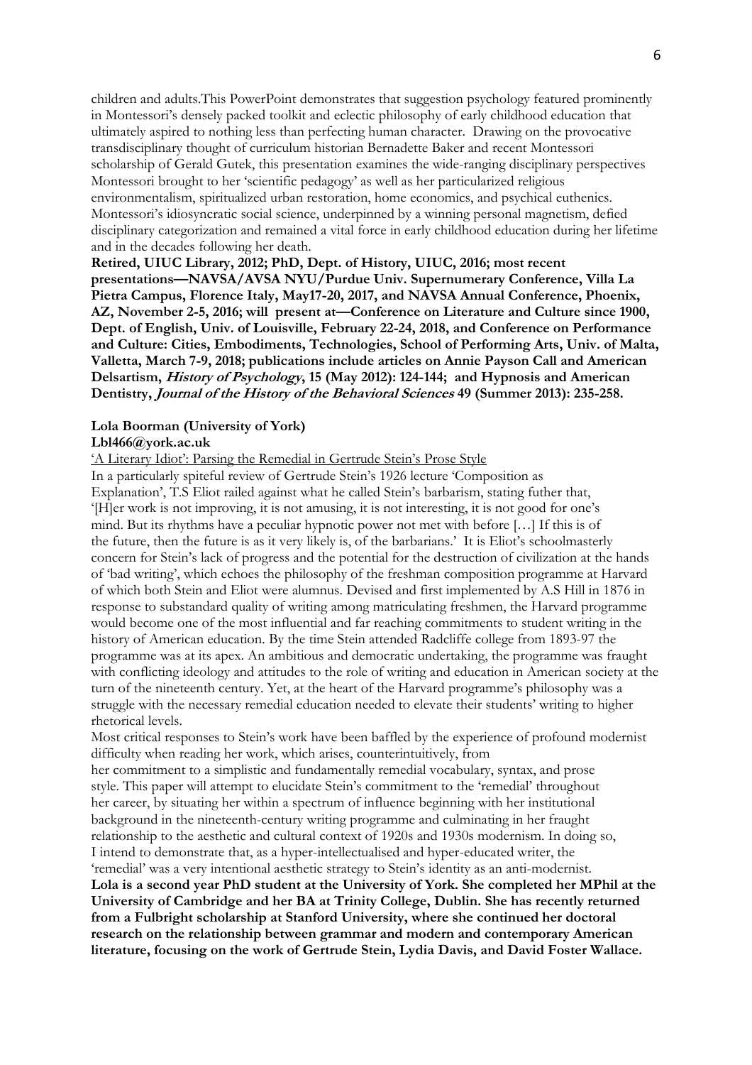children and adults.This PowerPoint demonstrates that suggestion psychology featured prominently in Montessori's densely packed toolkit and eclectic philosophy of early childhood education that ultimately aspired to nothing less than perfecting human character. Drawing on the provocative transdisciplinary thought of curriculum historian Bernadette Baker and recent Montessori scholarship of Gerald Gutek, this presentation examines the wide-ranging disciplinary perspectives Montessori brought to her 'scientific pedagogy' as well as her particularized religious environmentalism, spiritualized urban restoration, home economics, and psychical euthenics. Montessori's idiosyncratic social science, underpinned by a winning personal magnetism, defied disciplinary categorization and remained a vital force in early childhood education during her lifetime and in the decades following her death.

**Retired, UIUC Library, 2012; PhD, Dept. of History, UIUC, 2016; most recent presentations—NAVSA/AVSA NYU/Purdue Univ. Supernumerary Conference, Villa La Pietra Campus, Florence Italy, May17-20, 2017, and NAVSA Annual Conference, Phoenix, AZ, November 2-5, 2016; will present at—Conference on Literature and Culture since 1900, Dept. of English, Univ. of Louisville, February 22-24, 2018, and Conference on Performance and Culture: Cities, Embodiments, Technologies, School of Performing Arts, Univ. of Malta, Valletta, March 7-9, 2018; publications include articles on Annie Payson Call and American Delsartism, *History of Psychology*, 15 (May 2012): 124-144; and Hypnosis and American Dentistry, *Journal of the History of the Behavioral Sciences* 49 (Summer 2013): 235-258.**

**Lola Boorman (University of York)**
**Lbl466@york.ac.uk**

<u>'A Literary Idiot': Parsing the Remedial in Gertrude Stein's Prose Style</u>

In a particularly spiteful review of Gertrude Stein's 1926 lecture 'Composition as Explanation', T.S Eliot railed against what he called Stein's barbarism, stating futher that, '[H]er work is not improving, it is not amusing, it is not interesting, it is not good for one's mind. But its rhythms have a peculiar hypnotic power not met with before […] If this is of the future, then the future is as it very likely is, of the barbarians.' It is Eliot's schoolmasterly concern for Stein's lack of progress and the potential for the destruction of civilization at the hands of 'bad writing', which echoes the philosophy of the freshman composition programme at Harvard of which both Stein and Eliot were alumnus. Devised and first implemented by A.S Hill in 1876 in response to substandard quality of writing among matriculating freshmen, the Harvard programme would become one of the most influential and far reaching commitments to student writing in the history of American education. By the time Stein attended Radcliffe college from 1893-97 the programme was at its apex. An ambitious and democratic undertaking, the programme was fraught with conflicting ideology and attitudes to the role of writing and education in American society at the turn of the nineteenth century. Yet, at the heart of the Harvard programme's philosophy was a struggle with the necessary remedial education needed to elevate their students' writing to higher rhetorical levels.

Most critical responses to Stein's work have been baffled by the experience of profound modernist difficulty when reading her work, which arises, counterintuitively, from her commitment to a simplistic and fundamentally remedial vocabulary, syntax, and prose style. This paper will attempt to elucidate Stein's commitment to the 'remedial' throughout her career, by situating her within a spectrum of influence beginning with her institutional background in the nineteenth-century writing programme and culminating in her fraught relationship to the aesthetic and cultural context of 1920s and 1930s modernism. In doing so, I intend to demonstrate that, as a hyper-intellectualised and hyper-educated writer, the 'remedial' was a very intentional aesthetic strategy to Stein's identity as an anti-modernist.

**Lola is a second year PhD student at the University of York. She completed her MPhil at the University of Cambridge and her BA at Trinity College, Dublin. She has recently returned from a Fulbright scholarship at Stanford University, where she continued her doctoral research on the relationship between grammar and modern and contemporary American literature, focusing on the work of Gertrude Stein, Lydia Davis, and David Foster Wallace.**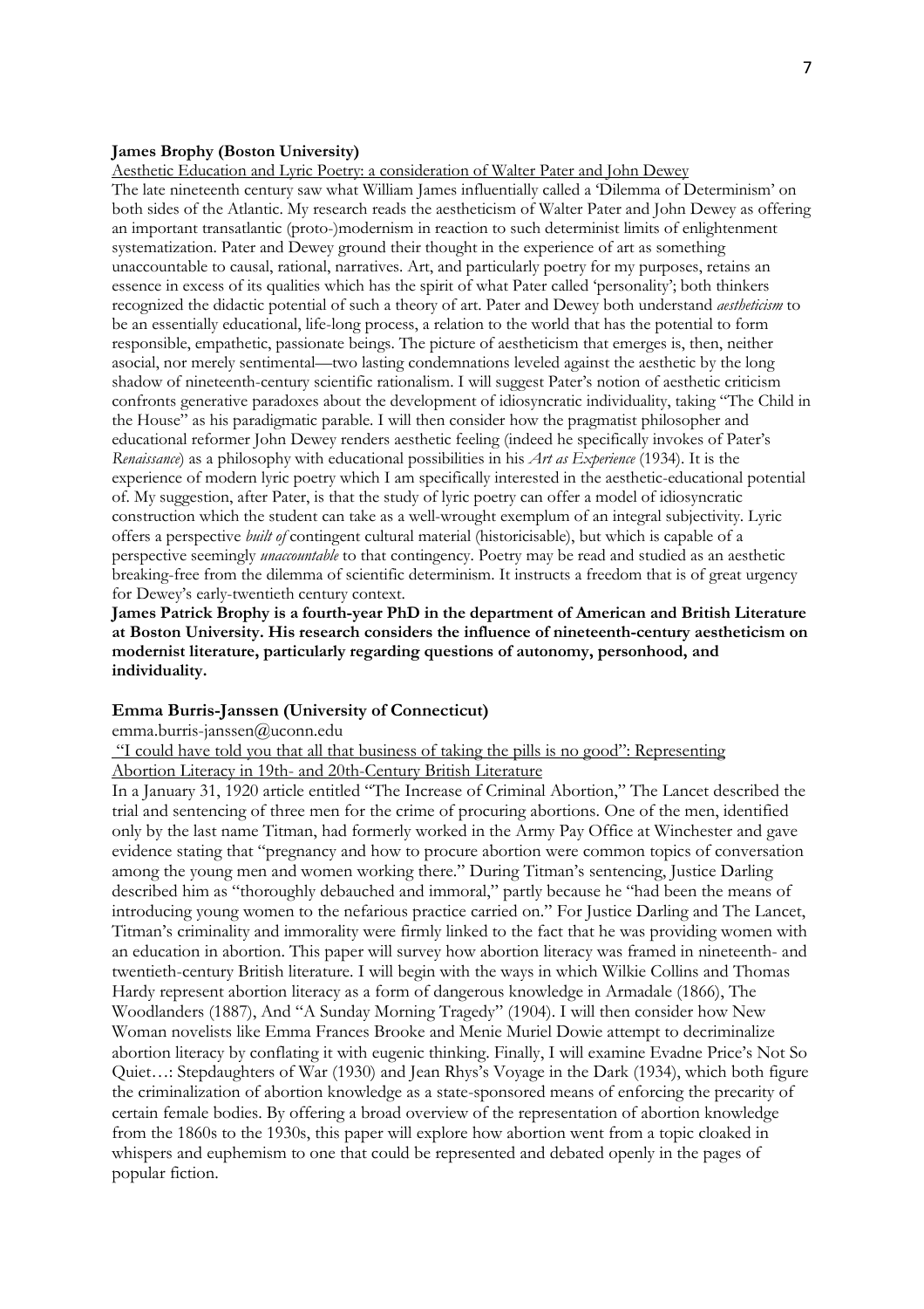**James Brophy (Boston University)**

Aesthetic Education and Lyric Poetry: a consideration of Walter Pater and John Dewey

The late nineteenth century saw what William James influentially called a 'Dilemma of Determinism' on both sides of the Atlantic. My research reads the aestheticism of Walter Pater and John Dewey as offering an important transatlantic (proto-)modernism in reaction to such determinist limits of enlightenment systematization. Pater and Dewey ground their thought in the experience of art as something unaccountable to causal, rational, narratives. Art, and particularly poetry for my purposes, retains an essence in excess of its qualities which has the spirit of what Pater called 'personality'; both thinkers recognized the didactic potential of such a theory of art. Pater and Dewey both understand *aestheticism* to be an essentially educational, life-long process, a relation to the world that has the potential to form responsible, empathetic, passionate beings. The picture of aestheticism that emerges is, then, neither asocial, nor merely sentimental—two lasting condemnations leveled against the aesthetic by the long shadow of nineteenth-century scientific rationalism. I will suggest Pater's notion of aesthetic criticism confronts generative paradoxes about the development of idiosyncratic individuality, taking "The Child in the House" as his paradigmatic parable. I will then consider how the pragmatist philosopher and educational reformer John Dewey renders aesthetic feeling (indeed he specifically invokes of Pater's *Renaissance*) as a philosophy with educational possibilities in his *Art as Experience* (1934). It is the experience of modern lyric poetry which I am specifically interested in the aesthetic-educational potential of. My suggestion, after Pater, is that the study of lyric poetry can offer a model of idiosyncratic construction which the student can take as a well-wrought exemplum of an integral subjectivity. Lyric offers a perspective *built of* contingent cultural material (historicisable), but which is capable of a perspective seemingly *unaccountable* to that contingency. Poetry may be read and studied as an aesthetic breaking-free from the dilemma of scientific determinism. It instructs a freedom that is of great urgency for Dewey's early-twentieth century context.

**James Patrick Brophy is a fourth-year PhD in the department of American and British Literature at Boston University. His research considers the influence of nineteenth-century aestheticism on modernist literature, particularly regarding questions of autonomy, personhood, and individuality.**

**Emma Burris-Janssen (University of Connecticut)**

emma.burris-janssen@uconn.edu

"I could have told you that all that business of taking the pills is no good": Representing Abortion Literacy in 19th- and 20th-Century British Literature

In a January 31, 1920 article entitled "The Increase of Criminal Abortion," The Lancet described the trial and sentencing of three men for the crime of procuring abortions. One of the men, identified only by the last name Titman, had formerly worked in the Army Pay Office at Winchester and gave evidence stating that "pregnancy and how to procure abortion were common topics of conversation among the young men and women working there." During Titman's sentencing, Justice Darling described him as "thoroughly debauched and immoral," partly because he "had been the means of introducing young women to the nefarious practice carried on." For Justice Darling and The Lancet, Titman's criminality and immorality were firmly linked to the fact that he was providing women with an education in abortion. This paper will survey how abortion literacy was framed in nineteenth- and twentieth-century British literature. I will begin with the ways in which Wilkie Collins and Thomas Hardy represent abortion literacy as a form of dangerous knowledge in Armadale (1866), The Woodlanders (1887), And "A Sunday Morning Tragedy" (1904). I will then consider how New Woman novelists like Emma Frances Brooke and Menie Muriel Dowie attempt to decriminalize abortion literacy by conflating it with eugenic thinking. Finally, I will examine Evadne Price's Not So Quiet…: Stepdaughters of War (1930) and Jean Rhys's Voyage in the Dark (1934), which both figure the criminalization of abortion knowledge as a state-sponsored means of enforcing the precarity of certain female bodies. By offering a broad overview of the representation of abortion knowledge from the 1860s to the 1930s, this paper will explore how abortion went from a topic cloaked in whispers and euphemism to one that could be represented and debated openly in the pages of popular fiction.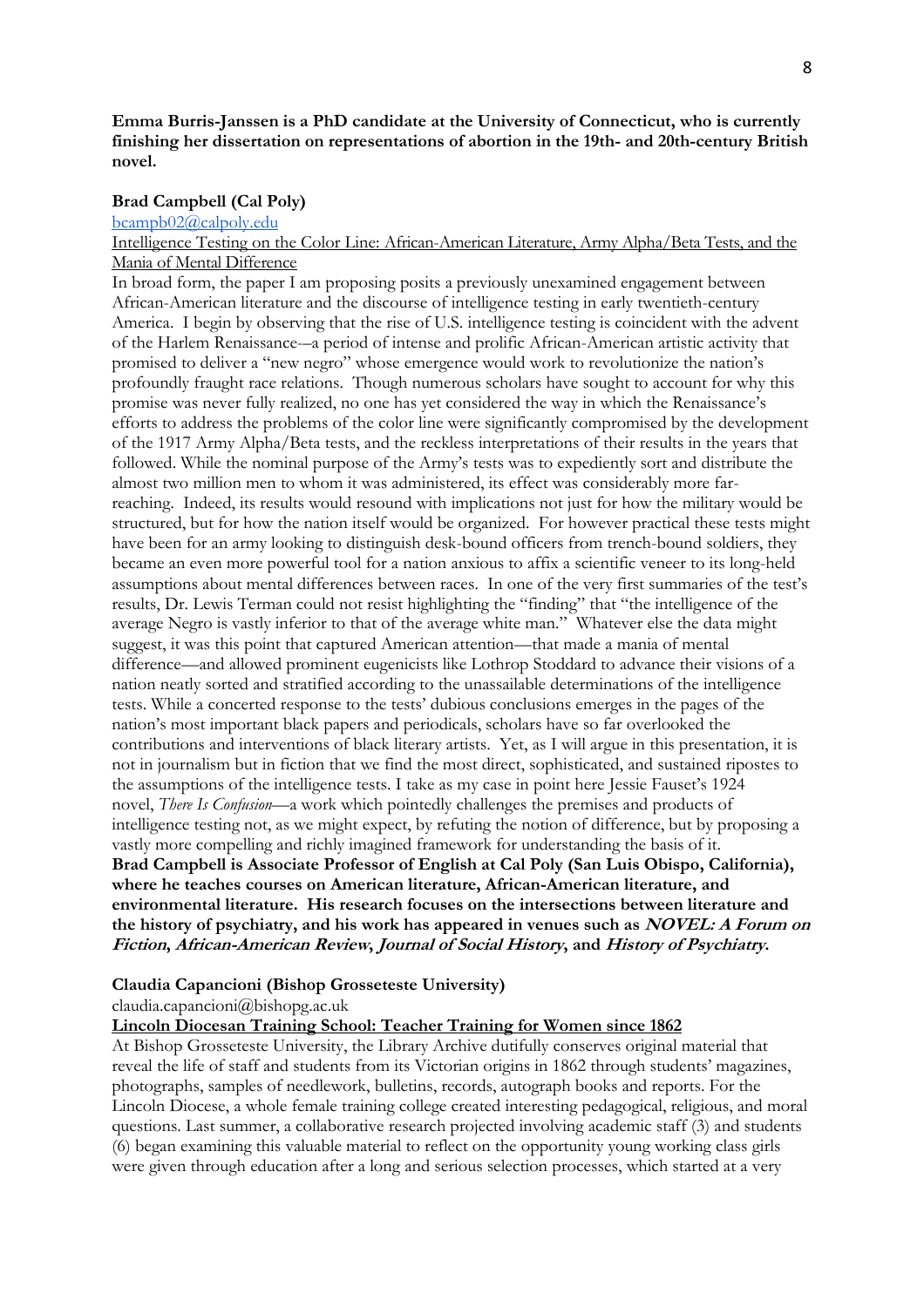**Emma Burris-Janssen is a PhD candidate at the University of Connecticut, who is currently finishing her dissertation on representations of abortion in the 19th- and 20th-century British novel.**

**Brad Campbell (Cal Poly)**

bcampb02@calpoly.edu

Intelligence Testing on the Color Line: African-American Literature, Army Alpha/Beta Tests, and the Mania of Mental Difference

In broad form, the paper I am proposing posits a previously unexamined engagement between African-American literature and the discourse of intelligence testing in early twentieth-century America. I begin by observing that the rise of U.S. intelligence testing is coincident with the advent of the Harlem Renaissance-–a period of intense and prolific African-American artistic activity that promised to deliver a "new negro" whose emergence would work to revolutionize the nation's profoundly fraught race relations. Though numerous scholars have sought to account for why this promise was never fully realized, no one has yet considered the way in which the Renaissance's efforts to address the problems of the color line were significantly compromised by the development of the 1917 Army Alpha/Beta tests, and the reckless interpretations of their results in the years that followed. While the nominal purpose of the Army's tests was to expediently sort and distribute the almost two million men to whom it was administered, its effect was considerably more far-reaching. Indeed, its results would resound with implications not just for how the military would be structured, but for how the nation itself would be organized. For however practical these tests might have been for an army looking to distinguish desk-bound officers from trench-bound soldiers, they became an even more powerful tool for a nation anxious to affix a scientific veneer to its long-held assumptions about mental differences between races. In one of the very first summaries of the test's results, Dr. Lewis Terman could not resist highlighting the "finding" that "the intelligence of the average Negro is vastly inferior to that of the average white man." Whatever else the data might suggest, it was this point that captured American attention—that made a mania of mental difference—and allowed prominent eugenicists like Lothrop Stoddard to advance their visions of a nation neatly sorted and stratified according to the unassailable determinations of the intelligence tests. While a concerted response to the tests' dubious conclusions emerges in the pages of the nation's most important black papers and periodicals, scholars have so far overlooked the contributions and interventions of black literary artists. Yet, as I will argue in this presentation, it is not in journalism but in fiction that we find the most direct, sophisticated, and sustained ripostes to the assumptions of the intelligence tests. I take as my case in point here Jessie Fauset's 1924 novel, *There Is Confusion*—a work which pointedly challenges the premises and products of intelligence testing not, as we might expect, by refuting the notion of difference, but by proposing a vastly more compelling and richly imagined framework for understanding the basis of it.

**Brad Campbell is Associate Professor of English at Cal Poly (San Luis Obispo, California), where he teaches courses on American literature, African-American literature, and environmental literature. His research focuses on the intersections between literature and the history of psychiatry, and his work has appeared in venues such as *NOVEL: A Forum on Fiction*, *African-American Review*, *Journal of Social History*, and *History of Psychiatry*.**

**Claudia Capancioni (Bishop Grosseteste University)**

claudia.capancioni@bishopg.ac.uk

**Lincoln Diocesan Training School: Teacher Training for Women since 1862**

At Bishop Grosseteste University, the Library Archive dutifully conserves original material that reveal the life of staff and students from its Victorian origins in 1862 through students' magazines, photographs, samples of needlework, bulletins, records, autograph books and reports. For the Lincoln Diocese, a whole female training college created interesting pedagogical, religious, and moral questions. Last summer, a collaborative research projected involving academic staff (3) and students (6) began examining this valuable material to reflect on the opportunity young working class girls were given through education after a long and serious selection processes, which started at a very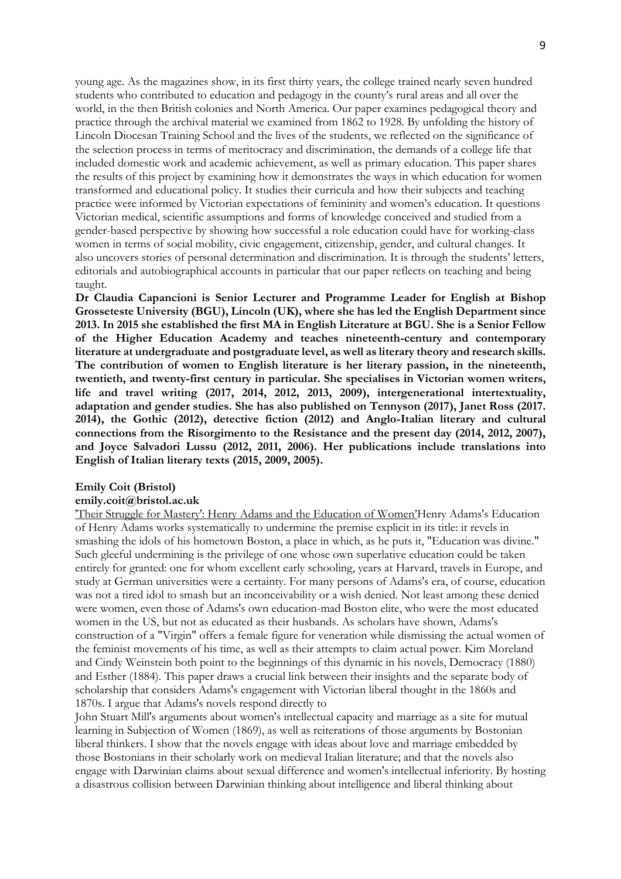young age. As the magazines show, in its first thirty years, the college trained nearly seven hundred students who contributed to education and pedagogy in the county's rural areas and all over the world, in the then British colonies and North America. Our paper examines pedagogical theory and practice through the archival material we examined from 1862 to 1928. By unfolding the history of Lincoln Diocesan Training School and the lives of the students, we reflected on the significance of the selection process in terms of meritocracy and discrimination, the demands of a college life that included domestic work and academic achievement, as well as primary education. This paper shares the results of this project by examining how it demonstrates the ways in which education for women transformed and educational policy. It studies their curricula and how their subjects and teaching practice were informed by Victorian expectations of femininity and women's education. It questions Victorian medical, scientific assumptions and forms of knowledge conceived and studied from a gender-based perspective by showing how successful a role education could have for working-class women in terms of social mobility, civic engagement, citizenship, gender, and cultural changes. It also uncovers stories of personal determination and discrimination. It is through the students' letters, editorials and autobiographical accounts in particular that our paper reflects on teaching and being taught.

**Dr Claudia Capancioni is Senior Lecturer and Programme Leader for English at Bishop Grosseteste University (BGU), Lincoln (UK), where she has led the English Department since 2013. In 2015 she established the first MA in English Literature at BGU. She is a Senior Fellow of the Higher Education Academy and teaches nineteenth-century and contemporary literature at undergraduate and postgraduate level, as well as literary theory and research skills. The contribution of women to English literature is her literary passion, in the nineteenth, twentieth, and twenty-first century in particular. She specialises in Victorian women writers, life and travel writing (2017, 2014, 2012, 2013, 2009), intergenerational intertextuality, adaptation and gender studies. She has also published on Tennyson (2017), Janet Ross (2017. 2014), the Gothic (2012), detective fiction (2012) and Anglo-Italian literary and cultural connections from the Risorgimento to the Resistance and the present day (2014, 2012, 2007), and Joyce Salvadori Lussu (2012, 2011, 2006). Her publications include translations into English of Italian literary texts (2015, 2009, 2005).**

**Emily Coit (Bristol)**
**emily.coit@bristol.ac.uk**

'Their Struggle for Mastery': Henry Adams and the Education of Women'Henry Adams's Education of Henry Adams works systematically to undermine the premise explicit in its title: it revels in smashing the idols of his hometown Boston, a place in which, as he puts it, "Education was divine." Such gleeful undermining is the privilege of one whose own superlative education could be taken entirely for granted: one for whom excellent early schooling, years at Harvard, travels in Europe, and study at German universities were a certainty. For many persons of Adams's era, of course, education was not a tired idol to smash but an inconceivability or a wish denied. Not least among these denied were women, even those of Adams's own education-mad Boston elite, who were the most educated women in the US, but not as educated as their husbands. As scholars have shown, Adams's construction of a "Virgin" offers a female figure for veneration while dismissing the actual women of the feminist movements of his time, as well as their attempts to claim actual power. Kim Moreland and Cindy Weinstein both point to the beginnings of this dynamic in his novels, Democracy (1880) and Esther (1884). This paper draws a crucial link between their insights and the separate body of scholarship that considers Adams's engagement with Victorian liberal thought in the 1860s and 1870s. I argue that Adams's novels respond directly to
John Stuart Mill's arguments about women's intellectual capacity and marriage as a site for mutual learning in Subjection of Women (1869), as well as reiterations of those arguments by Bostonian liberal thinkers. I show that the novels engage with ideas about love and marriage embedded by those Bostonians in their scholarly work on medieval Italian literature; and that the novels also engage with Darwinian claims about sexual difference and women's intellectual inferiority. By hosting a disastrous collision between Darwinian thinking about intelligence and liberal thinking about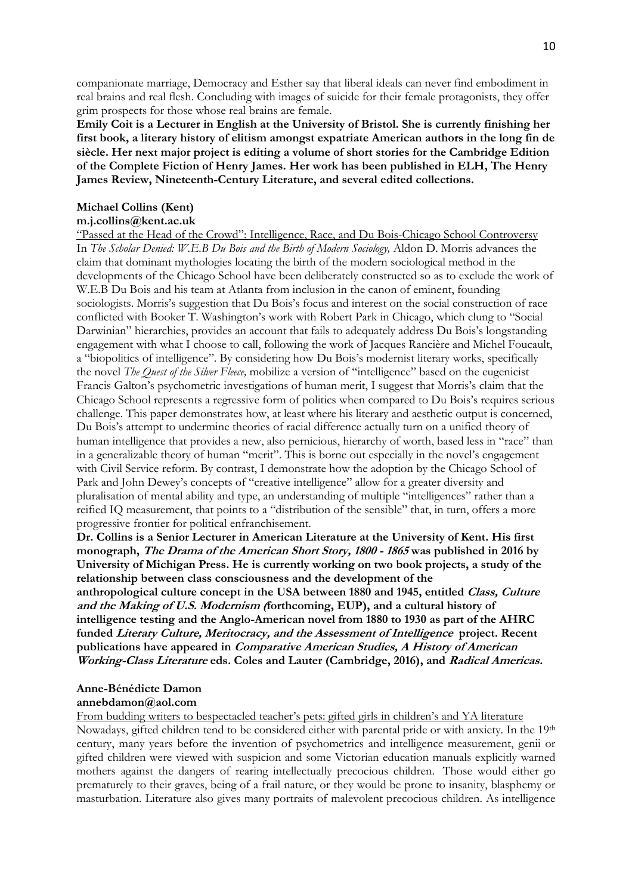companionate marriage, Democracy and Esther say that liberal ideals can never find embodiment in real brains and real flesh. Concluding with images of suicide for their female protagonists, they offer grim prospects for those whose real brains are female.

**Emily Coit is a Lecturer in English at the University of Bristol. She is currently finishing her first book, a literary history of elitism amongst expatriate American authors in the long fin de siècle. Her next major project is editing a volume of short stories for the Cambridge Edition of the Complete Fiction of Henry James. Her work has been published in ELH, The Henry James Review, Nineteenth-Century Literature, and several edited collections.**

**Michael Collins (Kent)**

**m.j.collins@kent.ac.uk**

"Passed at the Head of the Crowd": Intelligence, Race, and Du Bois-Chicago School Controversy

In *The Scholar Denied: W.E.B Du Bois and the Birth of Modern Sociology,* Aldon D. Morris advances the claim that dominant mythologies locating the birth of the modern sociological method in the developments of the Chicago School have been deliberately constructed so as to exclude the work of W.E.B Du Bois and his team at Atlanta from inclusion in the canon of eminent, founding sociologists. Morris's suggestion that Du Bois's focus and interest on the social construction of race conflicted with Booker T. Washington's work with Robert Park in Chicago, which clung to "Social Darwinian" hierarchies, provides an account that fails to adequately address Du Bois's longstanding engagement with what I choose to call, following the work of Jacques Rancière and Michel Foucault, a "biopolitics of intelligence". By considering how Du Bois's modernist literary works, specifically the novel *The Quest of the Silver Fleece,* mobilize a version of "intelligence" based on the eugenicist Francis Galton's psychometric investigations of human merit, I suggest that Morris's claim that the Chicago School represents a regressive form of politics when compared to Du Bois's requires serious challenge. This paper demonstrates how, at least where his literary and aesthetic output is concerned, Du Bois's attempt to undermine theories of racial difference actually turn on a unified theory of human intelligence that provides a new, also pernicious, hierarchy of worth, based less in "race" than in a generalizable theory of human "merit". This is borne out especially in the novel's engagement with Civil Service reform. By contrast, I demonstrate how the adoption by the Chicago School of Park and John Dewey's concepts of "creative intelligence" allow for a greater diversity and pluralisation of mental ability and type, an understanding of multiple "intelligences" rather than a reified IQ measurement, that points to a "distribution of the sensible" that, in turn, offers a more progressive frontier for political enfranchisement.

**Dr. Collins is a Senior Lecturer in American Literature at the University of Kent. His first monograph, *The Drama of the American Short Story, 1800 - 1865* was published in 2016 by University of Michigan Press. He is currently working on two book projects, a study of the relationship between class consciousness and the development of the anthropological culture concept in the USA between 1880 and 1945, entitled *Class, Culture and the Making of U.S. Modernism (*forthcoming, EUP), and a cultural history of intelligence testing and the Anglo-American novel from 1880 to 1930 as part of the AHRC funded *Literary Culture, Meritocracy, and the Assessment of Intelligence* project. Recent publications have appeared in *Comparative American Studies, A History of American Working-Class Literature* eds. Coles and Lauter (Cambridge, 2016), and *Radical Americas.***

**Anne-Bénédicte Damon**

**annebdamon@aol.com**

From budding writers to bespectacled teacher's pets: gifted girls in children's and YA literature

Nowadays, gifted children tend to be considered either with parental pride or with anxiety. In the 19th century, many years before the invention of psychometrics and intelligence measurement, genii or gifted children were viewed with suspicion and some Victorian education manuals explicitly warned mothers against the dangers of rearing intellectually precocious children. Those would either go prematurely to their graves, being of a frail nature, or they would be prone to insanity, blasphemy or masturbation. Literature also gives many portraits of malevolent precocious children. As intelligence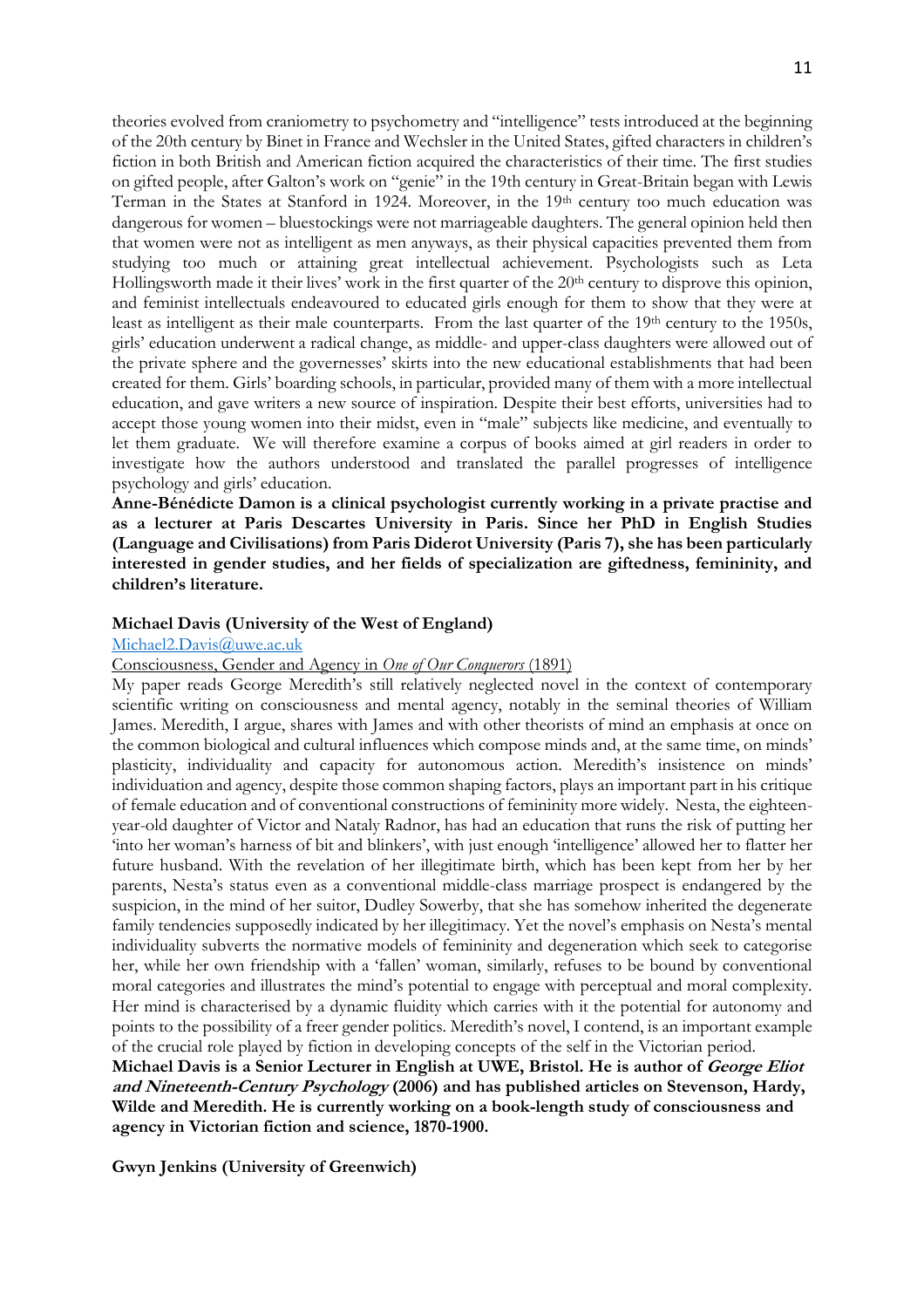theories evolved from craniometry to psychometry and "intelligence" tests introduced at the beginning of the 20th century by Binet in France and Wechsler in the United States, gifted characters in children's fiction in both British and American fiction acquired the characteristics of their time. The first studies on gifted people, after Galton's work on "genie" in the 19th century in Great-Britain began with Lewis Terman in the States at Stanford in 1924. Moreover, in the 19th century too much education was dangerous for women – bluestockings were not marriageable daughters. The general opinion held then that women were not as intelligent as men anyways, as their physical capacities prevented them from studying too much or attaining great intellectual achievement. Psychologists such as Leta Hollingsworth made it their lives' work in the first quarter of the 20th century to disprove this opinion, and feminist intellectuals endeavoured to educated girls enough for them to show that they were at least as intelligent as their male counterparts. From the last quarter of the 19th century to the 1950s, girls' education underwent a radical change, as middle- and upper-class daughters were allowed out of the private sphere and the governesses' skirts into the new educational establishments that had been created for them. Girls' boarding schools, in particular, provided many of them with a more intellectual education, and gave writers a new source of inspiration. Despite their best efforts, universities had to accept those young women into their midst, even in "male" subjects like medicine, and eventually to let them graduate. We will therefore examine a corpus of books aimed at girl readers in order to investigate how the authors understood and translated the parallel progresses of intelligence psychology and girls' education.

**Anne-Bénédicte Damon is a clinical psychologist currently working in a private practise and as a lecturer at Paris Descartes University in Paris. Since her PhD in English Studies (Language and Civilisations) from Paris Diderot University (Paris 7), she has been particularly interested in gender studies, and her fields of specialization are giftedness, femininity, and children's literature.**

**Michael Davis (University of the West of England)**

Michael2.Davis@uwe.ac.uk

Consciousness, Gender and Agency in *One of Our Conquerors* (1891)

My paper reads George Meredith's still relatively neglected novel in the context of contemporary scientific writing on consciousness and mental agency, notably in the seminal theories of William James. Meredith, I argue, shares with James and with other theorists of mind an emphasis at once on the common biological and cultural influences which compose minds and, at the same time, on minds' plasticity, individuality and capacity for autonomous action. Meredith's insistence on minds' individuation and agency, despite those common shaping factors, plays an important part in his critique of female education and of conventional constructions of femininity more widely. Nesta, the eighteen-year-old daughter of Victor and Nataly Radnor, has had an education that runs the risk of putting her 'into her woman's harness of bit and blinkers', with just enough 'intelligence' allowed her to flatter her future husband. With the revelation of her illegitimate birth, which has been kept from her by her parents, Nesta's status even as a conventional middle-class marriage prospect is endangered by the suspicion, in the mind of her suitor, Dudley Sowerby, that she has somehow inherited the degenerate family tendencies supposedly indicated by her illegitimacy. Yet the novel's emphasis on Nesta's mental individuality subverts the normative models of femininity and degeneration which seek to categorise her, while her own friendship with a 'fallen' woman, similarly, refuses to be bound by conventional moral categories and illustrates the mind's potential to engage with perceptual and moral complexity. Her mind is characterised by a dynamic fluidity which carries with it the potential for autonomy and points to the possibility of a freer gender politics. Meredith's novel, I contend, is an important example of the crucial role played by fiction in developing concepts of the self in the Victorian period.

**Michael Davis is a Senior Lecturer in English at UWE, Bristol. He is author of *George Eliot and Nineteenth-Century Psychology* (2006) and has published articles on Stevenson, Hardy, Wilde and Meredith. He is currently working on a book-length study of consciousness and agency in Victorian fiction and science, 1870-1900.**

**Gwyn Jenkins (University of Greenwich)**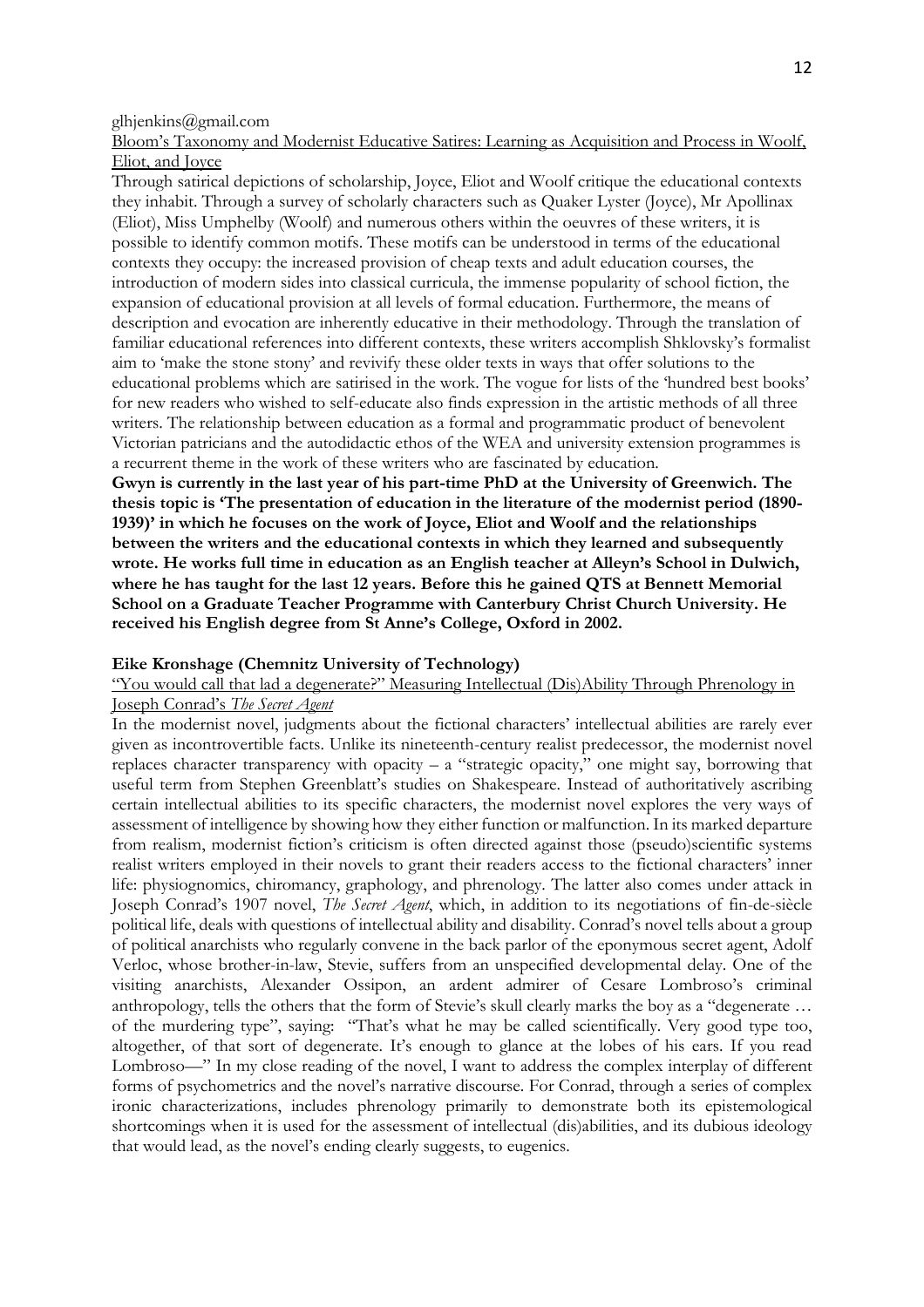glhjenkins@gmail.com

<u>Bloom's Taxonomy and Modernist Educative Satires: Learning as Acquisition and Process in Woolf, Eliot, and Joyce</u>

Through satirical depictions of scholarship, Joyce, Eliot and Woolf critique the educational contexts they inhabit. Through a survey of scholarly characters such as Quaker Lyster (Joyce), Mr Apollinax (Eliot), Miss Umphelby (Woolf) and numerous others within the oeuvres of these writers, it is possible to identify common motifs. These motifs can be understood in terms of the educational contexts they occupy: the increased provision of cheap texts and adult education courses, the introduction of modern sides into classical curricula, the immense popularity of school fiction, the expansion of educational provision at all levels of formal education. Furthermore, the means of description and evocation are inherently educative in their methodology. Through the translation of familiar educational references into different contexts, these writers accomplish Shklovsky's formalist aim to 'make the stone stony' and revivify these older texts in ways that offer solutions to the educational problems which are satirised in the work. The vogue for lists of the 'hundred best books' for new readers who wished to self-educate also finds expression in the artistic methods of all three writers. The relationship between education as a formal and programmatic product of benevolent Victorian patricians and the autodidactic ethos of the WEA and university extension programmes is a recurrent theme in the work of these writers who are fascinated by education.

**Gwyn is currently in the last year of his part-time PhD at the University of Greenwich. The thesis topic is 'The presentation of education in the literature of the modernist period (1890-1939)' in which he focuses on the work of Joyce, Eliot and Woolf and the relationships between the writers and the educational contexts in which they learned and subsequently wrote. He works full time in education as an English teacher at Alleyn's School in Dulwich, where he has taught for the last 12 years. Before this he gained QTS at Bennett Memorial School on a Graduate Teacher Programme with Canterbury Christ Church University. He received his English degree from St Anne's College, Oxford in 2002.**

**Eike Kronshage (Chemnitz University of Technology)**

<u>"You would call that lad a degenerate?" Measuring Intellectual (Dis)Ability Through Phrenology in Joseph Conrad's *The Secret Agent*</u>

In the modernist novel, judgments about the fictional characters' intellectual abilities are rarely ever given as incontrovertible facts. Unlike its nineteenth-century realist predecessor, the modernist novel replaces character transparency with opacity – a "strategic opacity," one might say, borrowing that useful term from Stephen Greenblatt's studies on Shakespeare. Instead of authoritatively ascribing certain intellectual abilities to its specific characters, the modernist novel explores the very ways of assessment of intelligence by showing how they either function or malfunction. In its marked departure from realism, modernist fiction's criticism is often directed against those (pseudo)scientific systems realist writers employed in their novels to grant their readers access to the fictional characters' inner life: physiognomics, chiromancy, graphology, and phrenology. The latter also comes under attack in Joseph Conrad's 1907 novel, *The Secret Agent*, which, in addition to its negotiations of fin-de-siècle political life, deals with questions of intellectual ability and disability. Conrad's novel tells about a group of political anarchists who regularly convene in the back parlor of the eponymous secret agent, Adolf Verloc, whose brother-in-law, Stevie, suffers from an unspecified developmental delay. One of the visiting anarchists, Alexander Ossipon, an ardent admirer of Cesare Lombroso's criminal anthropology, tells the others that the form of Stevie's skull clearly marks the boy as a "degenerate … of the murdering type", saying: "That's what he may be called scientifically. Very good type too, altogether, of that sort of degenerate. It's enough to glance at the lobes of his ears. If you read Lombroso—" In my close reading of the novel, I want to address the complex interplay of different forms of psychometrics and the novel's narrative discourse. For Conrad, through a series of complex ironic characterizations, includes phrenology primarily to demonstrate both its epistemological shortcomings when it is used for the assessment of intellectual (dis)abilities, and its dubious ideology that would lead, as the novel's ending clearly suggests, to eugenics.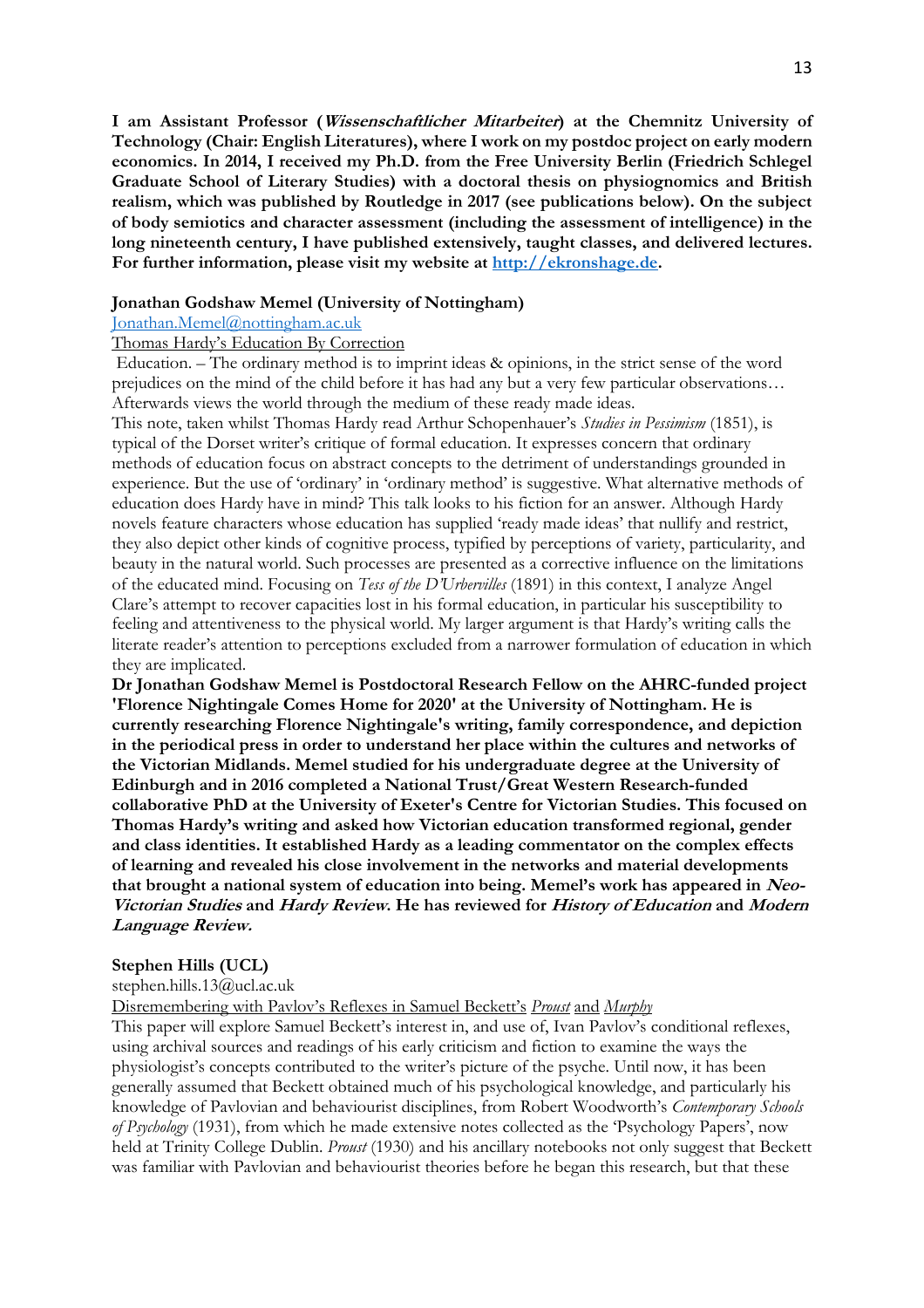**I am Assistant Professor (*Wissenschaftlicher Mitarbeiter*) at the Chemnitz University of Technology (Chair: English Literatures), where I work on my postdoc project on early modern economics. In 2014, I received my Ph.D. from the Free University Berlin (Friedrich Schlegel Graduate School of Literary Studies) with a doctoral thesis on physiognomics and British realism, which was published by Routledge in 2017 (see publications below). On the subject of body semiotics and character assessment (including the assessment of intelligence) in the long nineteenth century, I have published extensively, taught classes, and delivered lectures. For further information, please visit my website at [http://ekronshage.de](http://ekronshage.de).**

**Jonathan Godshaw Memel (University of Nottingham)**

[Jonathan.Memel@nottingham.ac.uk](mailto:Jonathan.Memel@nottingham.ac.uk)

<u>Thomas Hardy's Education By Correction</u>

Education. – The ordinary method is to imprint ideas & opinions, in the strict sense of the word prejudices on the mind of the child before it has had any but a very few particular observations… Afterwards views the world through the medium of these ready made ideas.

This note, taken whilst Thomas Hardy read Arthur Schopenhauer's *Studies in Pessimism* (1851), is typical of the Dorset writer's critique of formal education. It expresses concern that ordinary methods of education focus on abstract concepts to the detriment of understandings grounded in experience. But the use of 'ordinary' in 'ordinary method' is suggestive. What alternative methods of education does Hardy have in mind? This talk looks to his fiction for an answer. Although Hardy novels feature characters whose education has supplied 'ready made ideas' that nullify and restrict, they also depict other kinds of cognitive process, typified by perceptions of variety, particularity, and beauty in the natural world. Such processes are presented as a corrective influence on the limitations of the educated mind. Focusing on *Tess of the D'Urbervilles* (1891) in this context, I analyze Angel Clare's attempt to recover capacities lost in his formal education, in particular his susceptibility to feeling and attentiveness to the physical world. My larger argument is that Hardy's writing calls the literate reader's attention to perceptions excluded from a narrower formulation of education in which they are implicated.

**Dr Jonathan Godshaw Memel is Postdoctoral Research Fellow on the AHRC-funded project 'Florence Nightingale Comes Home for 2020' at the University of Nottingham. He is currently researching Florence Nightingale's writing, family correspondence, and depiction in the periodical press in order to understand her place within the cultures and networks of the Victorian Midlands. Memel studied for his undergraduate degree at the University of Edinburgh and in 2016 completed a National Trust/Great Western Research-funded collaborative PhD at the University of Exeter's Centre for Victorian Studies. This focused on Thomas Hardy's writing and asked how Victorian education transformed regional, gender and class identities. It established Hardy as a leading commentator on the complex effects of learning and revealed his close involvement in the networks and material developments that brought a national system of education into being. Memel's work has appeared in *Neo-Victorian Studies* and *Hardy Review*. He has reviewed for *History of Education* and *Modern Language Review*.**

**Stephen Hills (UCL)**

stephen.hills.13@ucl.ac.uk

<u>Disremembering with Pavlov's Reflexes in Samuel Beckett's *Proust* and *Murphy*</u>

This paper will explore Samuel Beckett's interest in, and use of, Ivan Pavlov's conditional reflexes, using archival sources and readings of his early criticism and fiction to examine the ways the physiologist's concepts contributed to the writer's picture of the psyche. Until now, it has been generally assumed that Beckett obtained much of his psychological knowledge, and particularly his knowledge of Pavlovian and behaviourist disciplines, from Robert Woodworth's *Contemporary Schools of Psychology* (1931), from which he made extensive notes collected as the 'Psychology Papers', now held at Trinity College Dublin. *Proust* (1930) and his ancillary notebooks not only suggest that Beckett was familiar with Pavlovian and behaviourist theories before he began this research, but that these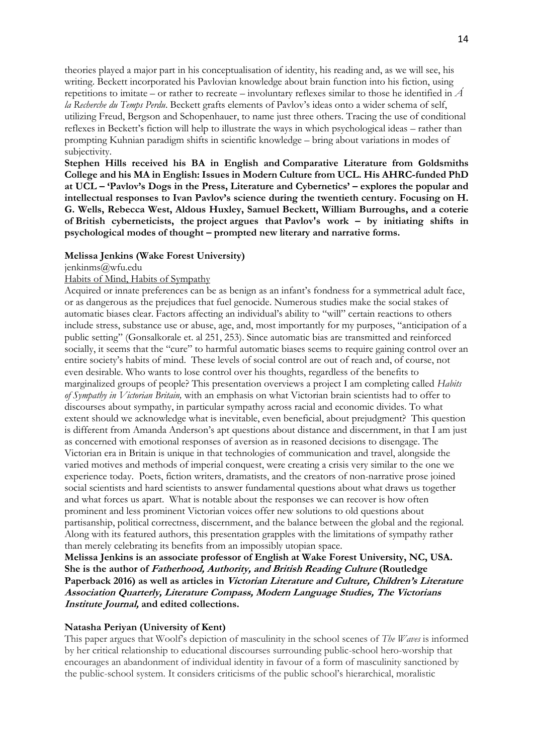theories played a major part in his conceptualisation of identity, his reading and, as we will see, his writing. Beckett incorporated his Pavlovian knowledge about brain function into his fiction, using repetitions to imitate – or rather to recreate – involuntary reflexes similar to those he identified in *Á la Recherche du Temps Perdu*. Beckett grafts elements of Pavlov's ideas onto a wider schema of self, utilizing Freud, Bergson and Schopenhauer, to name just three others. Tracing the use of conditional reflexes in Beckett's fiction will help to illustrate the ways in which psychological ideas – rather than prompting Kuhnian paradigm shifts in scientific knowledge – bring about variations in modes of subjectivity.

**Stephen Hills received his BA in English and Comparative Literature from Goldsmiths College and his MA in English: Issues in Modern Culture from UCL. His AHRC-funded PhD at UCL – 'Pavlov's Dogs in the Press, Literature and Cybernetics' – explores the popular and intellectual responses to Ivan Pavlov's science during the twentieth century. Focusing on H. G. Wells, Rebecca West, Aldous Huxley, Samuel Beckett, William Burroughs, and a coterie of British cyberneticists, the project argues that Pavlov's work – by initiating shifts in psychological modes of thought – prompted new literary and narrative forms.**

**Melissa Jenkins (Wake Forest University)**

jenkinms@wfu.edu

Habits of Mind, Habits of Sympathy

Acquired or innate preferences can be as benign as an infant's fondness for a symmetrical adult face, or as dangerous as the prejudices that fuel genocide. Numerous studies make the social stakes of automatic biases clear. Factors affecting an individual's ability to "will" certain reactions to others include stress, substance use or abuse, age, and, most importantly for my purposes, "anticipation of a public setting" (Gonsalkorale et. al 251, 253). Since automatic bias are transmitted and reinforced socially, it seems that the "cure" to harmful automatic biases seems to require gaining control over an entire society's habits of mind. These levels of social control are out of reach and, of course, not even desirable. Who wants to lose control over his thoughts, regardless of the benefits to marginalized groups of people? This presentation overviews a project I am completing called *Habits of Sympathy in Victorian Britain,* with an emphasis on what Victorian brain scientists had to offer to discourses about sympathy, in particular sympathy across racial and economic divides. To what extent should we acknowledge what is inevitable, even beneficial, about prejudgment? This question is different from Amanda Anderson's apt questions about distance and discernment, in that I am just as concerned with emotional responses of aversion as in reasoned decisions to disengage. The Victorian era in Britain is unique in that technologies of communication and travel, alongside the varied motives and methods of imperial conquest, were creating a crisis very similar to the one we experience today. Poets, fiction writers, dramatists, and the creators of non-narrative prose joined social scientists and hard scientists to answer fundamental questions about what draws us together and what forces us apart. What is notable about the responses we can recover is how often prominent and less prominent Victorian voices offer new solutions to old questions about partisanship, political correctness, discernment, and the balance between the global and the regional. Along with its featured authors, this presentation grapples with the limitations of sympathy rather than merely celebrating its benefits from an impossibly utopian space.

**Melissa Jenkins is an associate professor of English at Wake Forest University, NC, USA. She is the author of *Fatherhood, Authority, and British Reading Culture* (Routledge Paperback 2016) as well as articles in *Victorian Literature and Culture, Children's Literature Association Quarterly, Literature Compass, Modern Language Studies, The Victorians Institute Journal,* and edited collections.**

**Natasha Periyan (University of Kent)**

This paper argues that Woolf's depiction of masculinity in the school scenes of *The Waves* is informed by her critical relationship to educational discourses surrounding public-school hero-worship that encourages an abandonment of individual identity in favour of a form of masculinity sanctioned by the public-school system. It considers criticisms of the public school's hierarchical, moralistic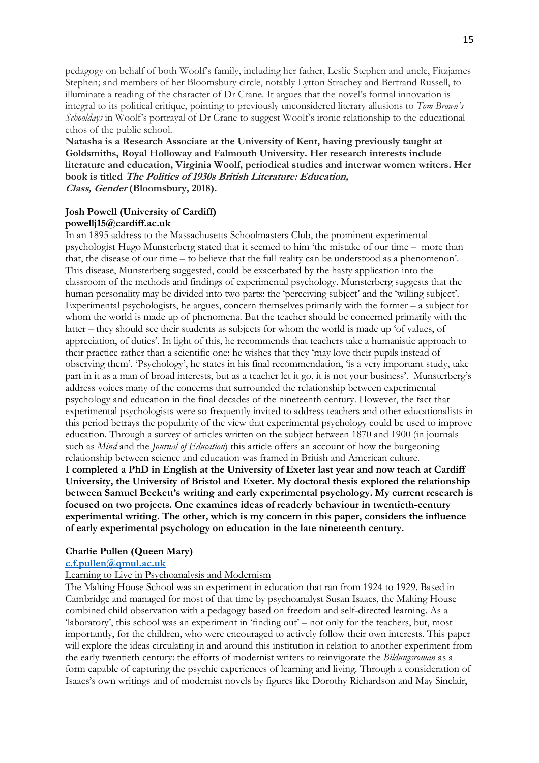pedagogy on behalf of both Woolf's family, including her father, Leslie Stephen and uncle, Fitzjames Stephen; and members of her Bloomsbury circle, notably Lytton Strachey and Bertrand Russell, to illuminate a reading of the character of Dr Crane. It argues that the novel's formal innovation is integral to its political critique, pointing to previously unconsidered literary allusions to *Tom Brown's Schooldays* in Woolf's portrayal of Dr Crane to suggest Woolf's ironic relationship to the educational ethos of the public school.

**Natasha is a Research Associate at the University of Kent, having previously taught at Goldsmiths, Royal Holloway and Falmouth University. Her research interests include literature and education, Virginia Woolf, periodical studies and interwar women writers. Her book is titled *The Politics of 1930s British Literature: Education, Class, Gender* (Bloomsbury, 2018).**

**Josh Powell (University of Cardiff)**
**powellj15@cardiff.ac.uk**

In an 1895 address to the Massachusetts Schoolmasters Club, the prominent experimental psychologist Hugo Munsterberg stated that it seemed to him 'the mistake of our time – more than that, the disease of our time – to believe that the full reality can be understood as a phenomenon'. This disease, Munsterberg suggested, could be exacerbated by the hasty application into the classroom of the methods and findings of experimental psychology. Munsterberg suggests that the human personality may be divided into two parts: the 'perceiving subject' and the 'willing subject'. Experimental psychologists, he argues, concern themselves primarily with the former – a subject for whom the world is made up of phenomena. But the teacher should be concerned primarily with the latter – they should see their students as subjects for whom the world is made up 'of values, of appreciation, of duties'. In light of this, he recommends that teachers take a humanistic approach to their practice rather than a scientific one: he wishes that they 'may love their pupils instead of observing them'. 'Psychology', he states in his final recommendation, 'is a very important study, take part in it as a man of broad interests, but as a teacher let it go, it is not your business'. Munsterberg's address voices many of the concerns that surrounded the relationship between experimental psychology and education in the final decades of the nineteenth century. However, the fact that experimental psychologists were so frequently invited to address teachers and other educationalists in this period betrays the popularity of the view that experimental psychology could be used to improve education. Through a survey of articles written on the subject between 1870 and 1900 (in journals such as *Mind* and the *Journal of Education*) this article offers an account of how the burgeoning relationship between science and education was framed in British and American culture.

**I completed a PhD in English at the University of Exeter last year and now teach at Cardiff University, the University of Bristol and Exeter. My doctoral thesis explored the relationship between Samuel Beckett's writing and early experimental psychology. My current research is focused on two projects. One examines ideas of readerly behaviour in twentieth-century experimental writing. The other, which is my concern in this paper, considers the influence of early experimental psychology on education in the late nineteenth century.**

**Charlie Pullen (Queen Mary)**
**c.f.pullen@qmul.ac.uk**

Learning to Live in Psychoanalysis and Modernism

The Malting House School was an experiment in education that ran from 1924 to 1929. Based in Cambridge and managed for most of that time by psychoanalyst Susan Isaacs, the Malting House combined child observation with a pedagogy based on freedom and self-directed learning. As a 'laboratory', this school was an experiment in 'finding out' – not only for the teachers, but, most importantly, for the children, who were encouraged to actively follow their own interests. This paper will explore the ideas circulating in and around this institution in relation to another experiment from the early twentieth century: the efforts of modernist writers to reinvigorate the *Bildungsroman* as a form capable of capturing the psychic experiences of learning and living. Through a consideration of Isaacs's own writings and of modernist novels by figures like Dorothy Richardson and May Sinclair,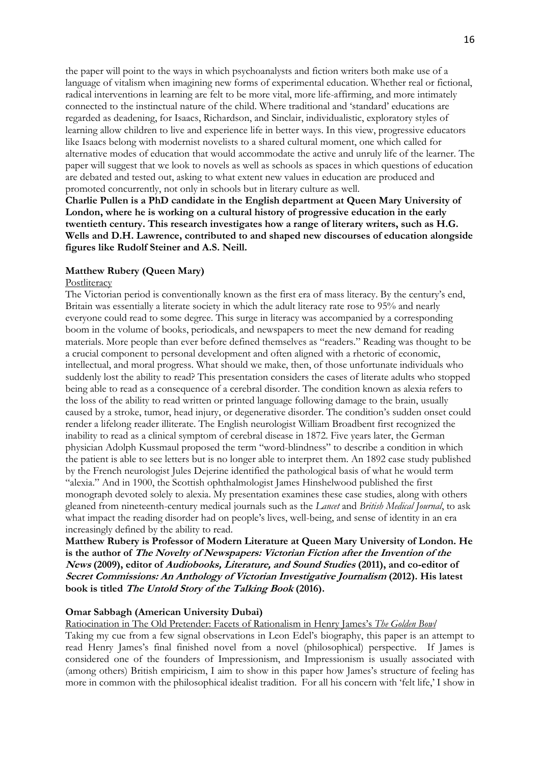the paper will point to the ways in which psychoanalysts and fiction writers both make use of a language of vitalism when imagining new forms of experimental education. Whether real or fictional, radical interventions in learning are felt to be more vital, more life-affirming, and more intimately connected to the instinctual nature of the child. Where traditional and 'standard' educations are regarded as deadening, for Isaacs, Richardson, and Sinclair, individualistic, exploratory styles of learning allow children to live and experience life in better ways. In this view, progressive educators like Isaacs belong with modernist novelists to a shared cultural moment, one which called for alternative modes of education that would accommodate the active and unruly life of the learner. The paper will suggest that we look to novels as well as schools as spaces in which questions of education are debated and tested out, asking to what extent new values in education are produced and promoted concurrently, not only in schools but in literary culture as well.

**Charlie Pullen is a PhD candidate in the English department at Queen Mary University of London, where he is working on a cultural history of progressive education in the early twentieth century. This research investigates how a range of literary writers, such as H.G. Wells and D.H. Lawrence, contributed to and shaped new discourses of education alongside figures like Rudolf Steiner and A.S. Neill.**

**Matthew Rubery (Queen Mary)**

<u>Postliteracy</u>

The Victorian period is conventionally known as the first era of mass literacy. By the century's end, Britain was essentially a literate society in which the adult literacy rate rose to 95% and nearly everyone could read to some degree. This surge in literacy was accompanied by a corresponding boom in the volume of books, periodicals, and newspapers to meet the new demand for reading materials. More people than ever before defined themselves as "readers." Reading was thought to be a crucial component to personal development and often aligned with a rhetoric of economic, intellectual, and moral progress. What should we make, then, of those unfortunate individuals who suddenly lost the ability to read? This presentation considers the cases of literate adults who stopped being able to read as a consequence of a cerebral disorder. The condition known as alexia refers to the loss of the ability to read written or printed language following damage to the brain, usually caused by a stroke, tumor, head injury, or degenerative disorder. The condition's sudden onset could render a lifelong reader illiterate. The English neurologist William Broadbent first recognized the inability to read as a clinical symptom of cerebral disease in 1872. Five years later, the German physician Adolph Kussmaul proposed the term "word-blindness" to describe a condition in which the patient is able to see letters but is no longer able to interpret them. An 1892 case study published by the French neurologist Jules Dejerine identified the pathological basis of what he would term "alexia." And in 1900, the Scottish ophthalmologist James Hinshelwood published the first monograph devoted solely to alexia. My presentation examines these case studies, along with others gleaned from nineteenth-century medical journals such as the *Lancet* and *British Medical Journal*, to ask what impact the reading disorder had on people's lives, well-being, and sense of identity in an era increasingly defined by the ability to read.

**Matthew Rubery is Professor of Modern Literature at Queen Mary University of London. He is the author of *The Novelty of Newspapers: Victorian Fiction after the Invention of the News* (2009), editor of *Audiobooks, Literature, and Sound Studies* (2011), and co-editor of *Secret Commissions: An Anthology of Victorian Investigative Journalism* (2012). His latest book is titled *The Untold Story of the Talking Book* (2016).**

**Omar Sabbagh (American University Dubai)**

<u>Ratiocination in The Old Pretender: Facets of Rationalism in Henry James's *The Golden Bowl*</u>

Taking my cue from a few signal observations in Leon Edel's biography, this paper is an attempt to read Henry James's final finished novel from a novel (philosophical) perspective. If James is considered one of the founders of Impressionism, and Impressionism is usually associated with (among others) British empiricism, I aim to show in this paper how James's structure of feeling has more in common with the philosophical idealist tradition. For all his concern with 'felt life,' I show in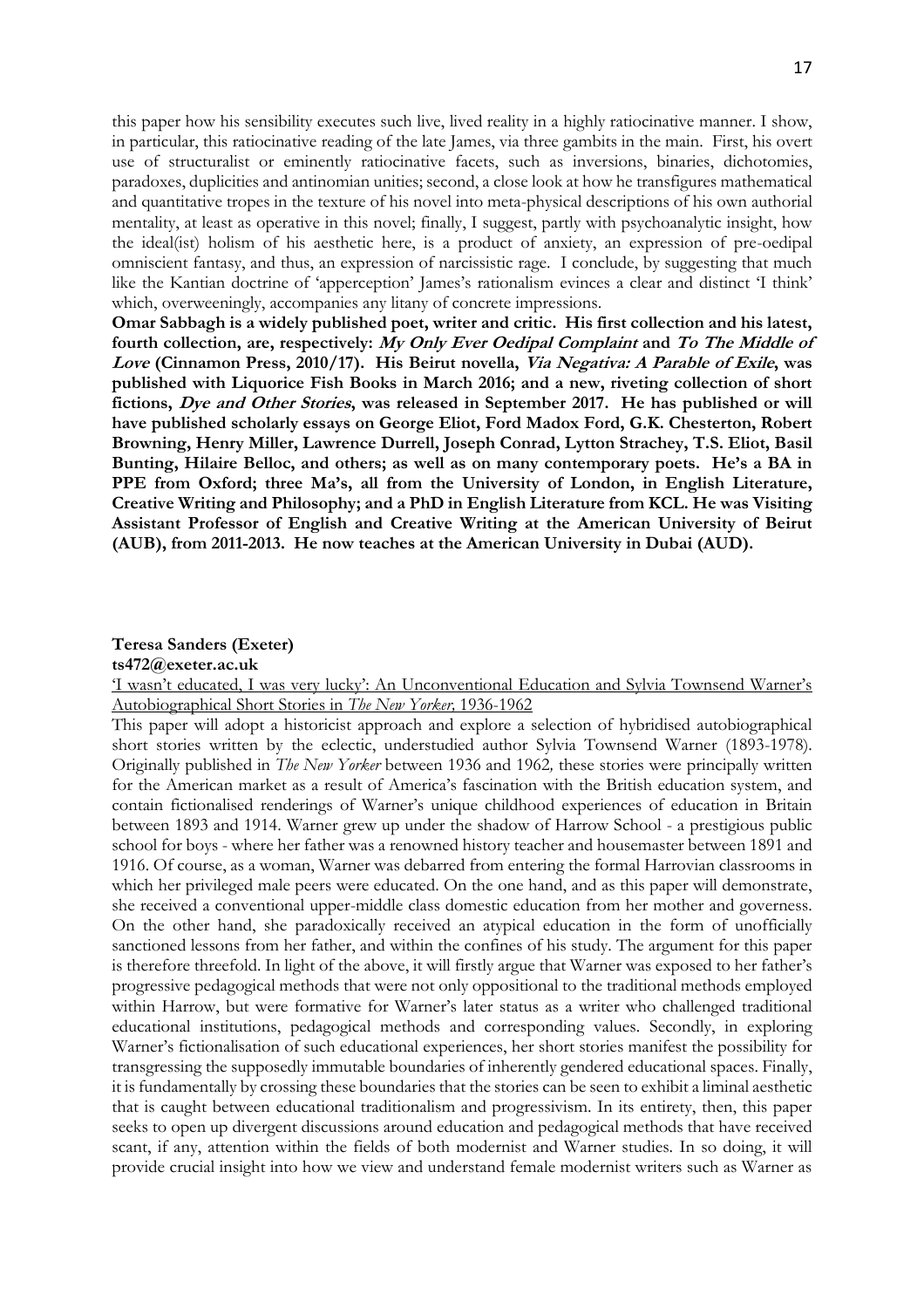this paper how his sensibility executes such live, lived reality in a highly ratiocinative manner. I show, in particular, this ratiocinative reading of the late James, via three gambits in the main. First, his overt use of structuralist or eminently ratiocinative facets, such as inversions, binaries, dichotomies, paradoxes, duplicities and antinomian unities; second, a close look at how he transfigures mathematical and quantitative tropes in the texture of his novel into meta-physical descriptions of his own authorial mentality, at least as operative in this novel; finally, I suggest, partly with psychoanalytic insight, how the ideal(ist) holism of his aesthetic here, is a product of anxiety, an expression of pre-oedipal omniscient fantasy, and thus, an expression of narcissistic rage. I conclude, by suggesting that much like the Kantian doctrine of 'apperception' James's rationalism evinces a clear and distinct 'I think' which, overweeningly, accompanies any litany of concrete impressions.

**Omar Sabbagh is a widely published poet, writer and critic. His first collection and his latest, fourth collection, are, respectively: *My Only Ever Oedipal Complaint* and *To The Middle of Love* (Cinnamon Press, 2010/17). His Beirut novella, *Via Negativa: A Parable of Exile*, was published with Liquorice Fish Books in March 2016; and a new, riveting collection of short fictions, *Dye and Other Stories*, was released in September 2017. He has published or will have published scholarly essays on George Eliot, Ford Madox Ford, G.K. Chesterton, Robert Browning, Henry Miller, Lawrence Durrell, Joseph Conrad, Lytton Strachey, T.S. Eliot, Basil Bunting, Hilaire Belloc, and others; as well as on many contemporary poets. He's a BA in PPE from Oxford; three Ma's, all from the University of London, in English Literature, Creative Writing and Philosophy; and a PhD in English Literature from KCL. He was Visiting Assistant Professor of English and Creative Writing at the American University of Beirut (AUB), from 2011-2013. He now teaches at the American University in Dubai (AUD).**

**Teresa Sanders (Exeter)**
**ts472@exeter.ac.uk**

'I wasn't educated, I was very lucky': An Unconventional Education and Sylvia Townsend Warner's Autobiographical Short Stories in *The New Yorker*, 1936-1962

This paper will adopt a historicist approach and explore a selection of hybridised autobiographical short stories written by the eclectic, understudied author Sylvia Townsend Warner (1893-1978). Originally published in *The New Yorker* between 1936 and 1962, these stories were principally written for the American market as a result of America's fascination with the British education system, and contain fictionalised renderings of Warner's unique childhood experiences of education in Britain between 1893 and 1914. Warner grew up under the shadow of Harrow School - a prestigious public school for boys - where her father was a renowned history teacher and housemaster between 1891 and 1916. Of course, as a woman, Warner was debarred from entering the formal Harrovian classrooms in which her privileged male peers were educated. On the one hand, and as this paper will demonstrate, she received a conventional upper-middle class domestic education from her mother and governess. On the other hand, she paradoxically received an atypical education in the form of unofficially sanctioned lessons from her father, and within the confines of his study. The argument for this paper is therefore threefold. In light of the above, it will firstly argue that Warner was exposed to her father's progressive pedagogical methods that were not only oppositional to the traditional methods employed within Harrow, but were formative for Warner's later status as a writer who challenged traditional educational institutions, pedagogical methods and corresponding values. Secondly, in exploring Warner's fictionalisation of such educational experiences, her short stories manifest the possibility for transgressing the supposedly immutable boundaries of inherently gendered educational spaces. Finally, it is fundamentally by crossing these boundaries that the stories can be seen to exhibit a liminal aesthetic that is caught between educational traditionalism and progressivism. In its entirety, then, this paper seeks to open up divergent discussions around education and pedagogical methods that have received scant, if any, attention within the fields of both modernist and Warner studies. In so doing, it will provide crucial insight into how we view and understand female modernist writers such as Warner as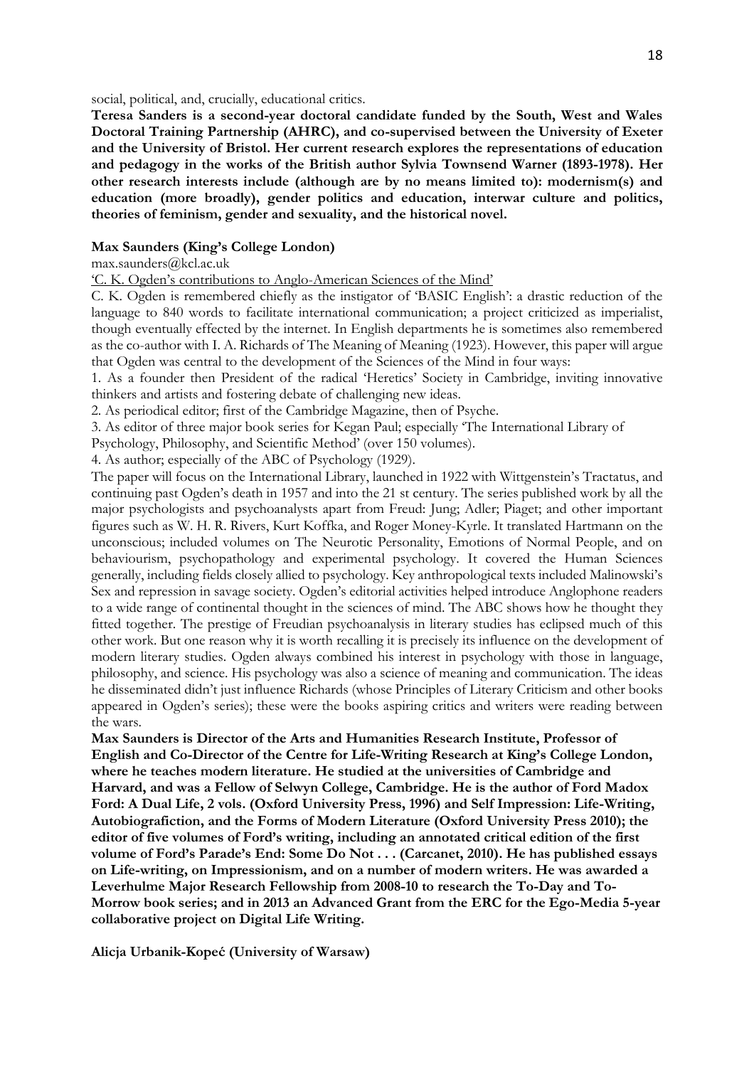social, political, and, crucially, educational critics.

**Teresa Sanders is a second-year doctoral candidate funded by the South, West and Wales Doctoral Training Partnership (AHRC), and co-supervised between the University of Exeter and the University of Bristol. Her current research explores the representations of education and pedagogy in the works of the British author Sylvia Townsend Warner (1893-1978). Her other research interests include (although are by no means limited to): modernism(s) and education (more broadly), gender politics and education, interwar culture and politics, theories of feminism, gender and sexuality, and the historical novel.**

**Max Saunders (King's College London)**

max.saunders@kcl.ac.uk

'C. K. Ogden's contributions to Anglo-American Sciences of the Mind'

C. K. Ogden is remembered chiefly as the instigator of 'BASIC English': a drastic reduction of the language to 840 words to facilitate international communication; a project criticized as imperialist, though eventually effected by the internet. In English departments he is sometimes also remembered as the co-author with I. A. Richards of The Meaning of Meaning (1923). However, this paper will argue that Ogden was central to the development of the Sciences of the Mind in four ways:

1. As a founder then President of the radical 'Heretics' Society in Cambridge, inviting innovative thinkers and artists and fostering debate of challenging new ideas.
2. As periodical editor; first of the Cambridge Magazine, then of Psyche.
3. As editor of three major book series for Kegan Paul; especially 'The International Library of Psychology, Philosophy, and Scientific Method' (over 150 volumes).
4. As author; especially of the ABC of Psychology (1929).

The paper will focus on the International Library, launched in 1922 with Wittgenstein's Tractatus, and continuing past Ogden's death in 1957 and into the 21 st century. The series published work by all the major psychologists and psychoanalysts apart from Freud: Jung; Adler; Piaget; and other important figures such as W. H. R. Rivers, Kurt Koffka, and Roger Money-Kyrle. It translated Hartmann on the unconscious; included volumes on The Neurotic Personality, Emotions of Normal People, and on behaviourism, psychopathology and experimental psychology. It covered the Human Sciences generally, including fields closely allied to psychology. Key anthropological texts included Malinowski's Sex and repression in savage society. Ogden's editorial activities helped introduce Anglophone readers to a wide range of continental thought in the sciences of mind. The ABC shows how he thought they fitted together. The prestige of Freudian psychoanalysis in literary studies has eclipsed much of this other work. But one reason why it is worth recalling it is precisely its influence on the development of modern literary studies. Ogden always combined his interest in psychology with those in language, philosophy, and science. His psychology was also a science of meaning and communication. The ideas he disseminated didn't just influence Richards (whose Principles of Literary Criticism and other books appeared in Ogden's series); these were the books aspiring critics and writers were reading between the wars.

**Max Saunders is Director of the Arts and Humanities Research Institute, Professor of English and Co-Director of the Centre for Life-Writing Research at King's College London, where he teaches modern literature. He studied at the universities of Cambridge and Harvard, and was a Fellow of Selwyn College, Cambridge. He is the author of Ford Madox Ford: A Dual Life, 2 vols. (Oxford University Press, 1996) and Self Impression: Life-Writing, Autobiografiction, and the Forms of Modern Literature (Oxford University Press 2010); the editor of five volumes of Ford's writing, including an annotated critical edition of the first volume of Ford's Parade's End: Some Do Not . . . (Carcanet, 2010). He has published essays on Life-writing, on Impressionism, and on a number of modern writers. He was awarded a Leverhulme Major Research Fellowship from 2008-10 to research the To-Day and To-Morrow book series; and in 2013 an Advanced Grant from the ERC for the Ego-Media 5-year collaborative project on Digital Life Writing.**

**Alicja Urbanik-Kopeć (University of Warsaw)**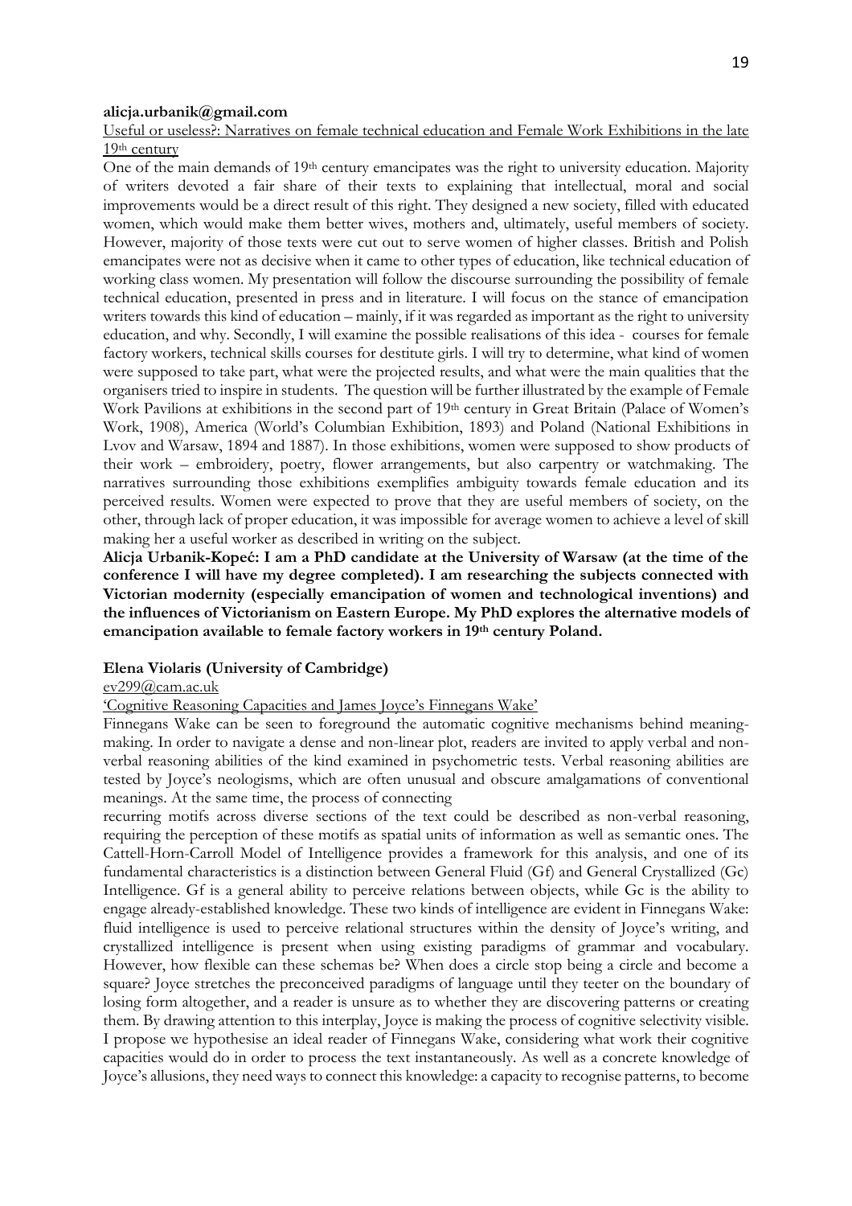**alicja.urbanik@gmail.com**

Useful or useless?: Narratives on female technical education and Female Work Exhibitions in the late 19th century

One of the main demands of 19th century emancipates was the right to university education. Majority of writers devoted a fair share of their texts to explaining that intellectual, moral and social improvements would be a direct result of this right. They designed a new society, filled with educated women, which would make them better wives, mothers and, ultimately, useful members of society. However, majority of those texts were cut out to serve women of higher classes. British and Polish emancipates were not as decisive when it came to other types of education, like technical education of working class women. My presentation will follow the discourse surrounding the possibility of female technical education, presented in press and in literature. I will focus on the stance of emancipation writers towards this kind of education – mainly, if it was regarded as important as the right to university education, and why. Secondly, I will examine the possible realisations of this idea - courses for female factory workers, technical skills courses for destitute girls. I will try to determine, what kind of women were supposed to take part, what were the projected results, and what were the main qualities that the organisers tried to inspire in students. The question will be further illustrated by the example of Female Work Pavilions at exhibitions in the second part of 19th century in Great Britain (Palace of Women's Work, 1908), America (World's Columbian Exhibition, 1893) and Poland (National Exhibitions in Lvov and Warsaw, 1894 and 1887). In those exhibitions, women were supposed to show products of their work – embroidery, poetry, flower arrangements, but also carpentry or watchmaking. The narratives surrounding those exhibitions exemplifies ambiguity towards female education and its perceived results. Women were expected to prove that they are useful members of society, on the other, through lack of proper education, it was impossible for average women to achieve a level of skill making her a useful worker as described in writing on the subject.

**Alicja Urbanik-Kopeć: I am a PhD candidate at the University of Warsaw (at the time of the conference I will have my degree completed). I am researching the subjects connected with Victorian modernity (especially emancipation of women and technological inventions) and the influences of Victorianism on Eastern Europe. My PhD explores the alternative models of emancipation available to female factory workers in 19th century Poland.**

**Elena Violaris (University of Cambridge)**

ev299@cam.ac.uk

'Cognitive Reasoning Capacities and James Joyce's Finnegans Wake'

Finnegans Wake can be seen to foreground the automatic cognitive mechanisms behind meaning-making. In order to navigate a dense and non-linear plot, readers are invited to apply verbal and non-verbal reasoning abilities of the kind examined in psychometric tests. Verbal reasoning abilities are tested by Joyce's neologisms, which are often unusual and obscure amalgamations of conventional meanings. At the same time, the process of connecting recurring motifs across diverse sections of the text could be described as non-verbal reasoning, requiring the perception of these motifs as spatial units of information as well as semantic ones. The Cattell-Horn-Carroll Model of Intelligence provides a framework for this analysis, and one of its fundamental characteristics is a distinction between General Fluid (Gf) and General Crystallized (Gc) Intelligence. Gf is a general ability to perceive relations between objects, while Gc is the ability to engage already-established knowledge. These two kinds of intelligence are evident in Finnegans Wake: fluid intelligence is used to perceive relational structures within the density of Joyce's writing, and crystallized intelligence is present when using existing paradigms of grammar and vocabulary. However, how flexible can these schemas be? When does a circle stop being a circle and become a square? Joyce stretches the preconceived paradigms of language until they teeter on the boundary of losing form altogether, and a reader is unsure as to whether they are discovering patterns or creating them. By drawing attention to this interplay, Joyce is making the process of cognitive selectivity visible. I propose we hypothesise an ideal reader of Finnegans Wake, considering what work their cognitive capacities would do in order to process the text instantaneously. As well as a concrete knowledge of Joyce's allusions, they need ways to connect this knowledge: a capacity to recognise patterns, to become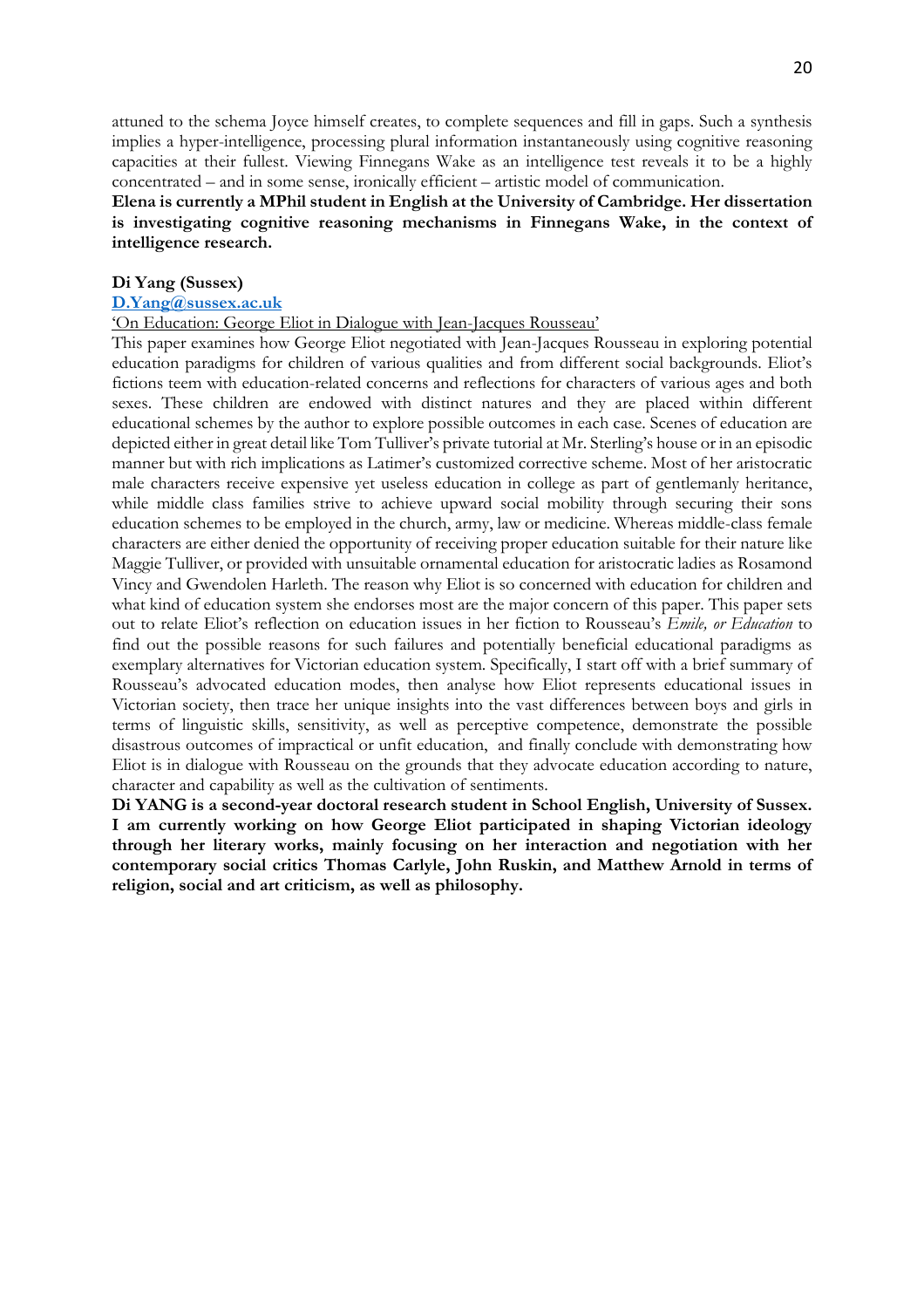attuned to the schema Joyce himself creates, to complete sequences and fill in gaps. Such a synthesis implies a hyper-intelligence, processing plural information instantaneously using cognitive reasoning capacities at their fullest. Viewing Finnegans Wake as an intelligence test reveals it to be a highly concentrated – and in some sense, ironically efficient – artistic model of communication.

**Elena is currently a MPhil student in English at the University of Cambridge. Her dissertation is investigating cognitive reasoning mechanisms in Finnegans Wake, in the context of intelligence research.**

**Di Yang (Sussex)**

**D.Yang@sussex.ac.uk**

'On Education: George Eliot in Dialogue with Jean-Jacques Rousseau'

This paper examines how George Eliot negotiated with Jean-Jacques Rousseau in exploring potential education paradigms for children of various qualities and from different social backgrounds. Eliot's fictions teem with education-related concerns and reflections for characters of various ages and both sexes. These children are endowed with distinct natures and they are placed within different educational schemes by the author to explore possible outcomes in each case. Scenes of education are depicted either in great detail like Tom Tulliver's private tutorial at Mr. Sterling's house or in an episodic manner but with rich implications as Latimer's customized corrective scheme. Most of her aristocratic male characters receive expensive yet useless education in college as part of gentlemanly heritance, while middle class families strive to achieve upward social mobility through securing their sons education schemes to be employed in the church, army, law or medicine. Whereas middle-class female characters are either denied the opportunity of receiving proper education suitable for their nature like Maggie Tulliver, or provided with unsuitable ornamental education for aristocratic ladies as Rosamond Vincy and Gwendolen Harleth. The reason why Eliot is so concerned with education for children and what kind of education system she endorses most are the major concern of this paper. This paper sets out to relate Eliot's reflection on education issues in her fiction to Rousseau's *Emile, or Education* to find out the possible reasons for such failures and potentially beneficial educational paradigms as exemplary alternatives for Victorian education system. Specifically, I start off with a brief summary of Rousseau's advocated education modes, then analyse how Eliot represents educational issues in Victorian society, then trace her unique insights into the vast differences between boys and girls in terms of linguistic skills, sensitivity, as well as perceptive competence, demonstrate the possible disastrous outcomes of impractical or unfit education, and finally conclude with demonstrating how Eliot is in dialogue with Rousseau on the grounds that they advocate education according to nature, character and capability as well as the cultivation of sentiments.

**Di YANG is a second-year doctoral research student in School English, University of Sussex. I am currently working on how George Eliot participated in shaping Victorian ideology through her literary works, mainly focusing on her interaction and negotiation with her contemporary social critics Thomas Carlyle, John Ruskin, and Matthew Arnold in terms of religion, social and art criticism, as well as philosophy.**